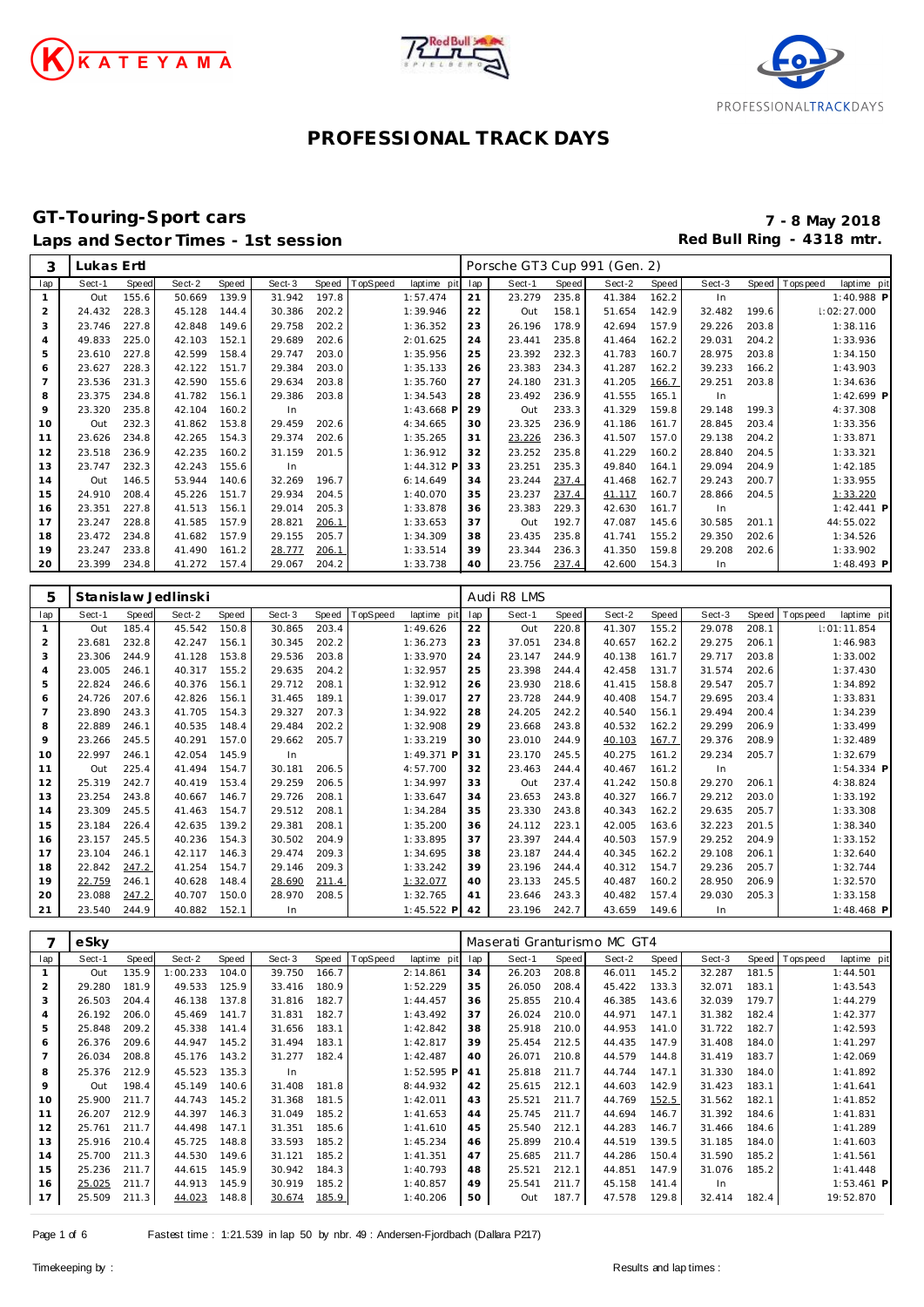# PROFESSIONAL TRACK DAYS

## GT-Touring-Sport cars

**Laps and Sector Times - 1st session**

**7 - 8 May 2018**

**Red Bull Ring - 4318 mtr.**

| 3 | Lukas Ertl | | | | | | | | | Porsche GT3 Cup 991 (Gen. 2) | | | | | | | | |
|---|---|---|---|---|---|---|---|---|---|---|---|---|---|---|---|---|---|---|
| lap | Sect-1 | Speed | Sect-2 | Speed | Sect-3 | Speed | TopSpeed | laptime pit | lap | Sect-1 | Speed | Sect-2 | Speed | Sect-3 | Speed | Topspeed | laptime pit |
| 1 | Out | 155.6 | 50.669 | 139.9 | 31.942 | 197.8 | | 1:57.474 | 21 | 23.279 | 235.8 | 41.384 | 162.2 | In | | | 1:40.988 P |
| 2 | 24.432 | 228.3 | 45.128 | 144.4 | 30.386 | 202.2 | | 1:39.946 | 22 | Out | 158.1 | 51.654 | 142.9 | 32.482 | 199.6 | | 1:02:27.000 |
| 3 | 23.746 | 227.8 | 42.848 | 149.6 | 29.758 | 202.2 | | 1:36.352 | 23 | 26.196 | 178.9 | 42.694 | 157.9 | 29.226 | 203.8 | | 1:38.116 |
| 4 | 49.833 | 225.0 | 42.103 | 152.1 | 29.689 | 202.6 | | 2:01.625 | 24 | 23.441 | 235.8 | 41.464 | 162.2 | 29.031 | 204.2 | | 1:33.936 |
| 5 | 23.610 | 227.8 | 42.599 | 158.4 | 29.747 | 203.0 | | 1:35.956 | 25 | 23.392 | 232.3 | 41.783 | 160.7 | 28.975 | 203.8 | | 1:34.150 |
| 6 | 23.627 | 228.3 | 42.122 | 151.7 | 29.384 | 203.0 | | 1:35.133 | 26 | 23.383 | 234.3 | 41.287 | 162.2 | 39.233 | 166.2 | | 1:43.903 |
| 7 | 23.536 | 231.3 | 42.590 | 155.6 | 29.634 | 203.8 | | 1:35.760 | 27 | 24.180 | 231.3 | 41.205 | 166.7 | 29.251 | 203.8 | | 1:34.636 |
| 8 | 23.375 | 234.8 | 41.782 | 156.1 | 29.386 | 203.8 | | 1:34.543 | 28 | 23.492 | 236.9 | 41.555 | 165.1 | In | | | 1:42.699 P |
| 9 | 23.320 | 235.8 | 42.104 | 160.2 | In | | | 1:43.668 P | 29 | Out | 233.3 | 41.329 | 159.8 | 29.148 | 199.3 | | 4:37.308 |
| 10 | Out | 232.3 | 41.862 | 153.8 | 29.459 | 202.6 | | 4:34.665 | 30 | 23.325 | 236.9 | 41.186 | 161.7 | 28.845 | 203.4 | | 1:33.356 |
| 11 | 23.626 | 234.8 | 42.265 | 154.3 | 29.374 | 202.6 | | 1:35.265 | 31 | 23.226 | 236.3 | 41.507 | 157.0 | 29.138 | 204.2 | | 1:33.871 |
| 12 | 23.518 | 236.9 | 42.235 | 160.2 | 31.159 | 201.5 | | 1:36.912 | 32 | 23.252 | 235.8 | 41.229 | 160.2 | 28.840 | 204.5 | | 1:33.321 |
| 13 | 23.747 | 232.3 | 42.243 | 155.6 | In | | | 1:44.312 P | 33 | 23.251 | 235.3 | 49.840 | 164.1 | 29.094 | 204.9 | | 1:42.185 |
| 14 | Out | 146.5 | 53.944 | 140.6 | 32.269 | 196.7 | | 6:14.649 | 34 | 23.244 | 237.4 | 41.468 | 162.7 | 29.243 | 200.7 | | 1:33.955 |
| 15 | 24.910 | 208.4 | 45.226 | 151.7 | 29.934 | 204.5 | | 1:40.070 | 35 | 23.237 | 237.4 | 41.117 | 160.7 | 28.866 | 204.5 | | 1:33.220 |
| 16 | 23.351 | 227.8 | 41.513 | 156.1 | 29.014 | 205.3 | | 1:33.878 | 36 | 23.383 | 229.3 | 42.630 | 161.7 | In | | | 1:42.441 P |
| 17 | 23.247 | 228.8 | 41.585 | 157.9 | 28.821 | 206.1 | | 1:33.653 | 37 | Out | 192.7 | 47.087 | 145.6 | 30.585 | 201.1 | | 44:55.022 |
| 18 | 23.472 | 234.8 | 41.682 | 157.9 | 29.155 | 205.7 | | 1:34.309 | 38 | 23.435 | 235.8 | 41.741 | 155.2 | 29.350 | 202.6 | | 1:34.526 |
| 19 | 23.247 | 233.8 | 41.490 | 161.2 | 28.777 | 206.1 | | 1:33.514 | 39 | 23.344 | 236.3 | 41.350 | 159.8 | 29.208 | 202.6 | | 1:33.902 |
| 20 | 23.399 | 234.8 | 41.272 | 157.4 | 29.067 | 204.2 | | 1:33.738 | 40 | 23.756 | 237.4 | 42.600 | 154.3 | In | | | 1:48.493 P |

| 5 | Stanislaw Jedlinski | | | | | | | | | Audi R8 LMS | | | | | | | | |
|---|---|---|---|---|---|---|---|---|---|---|---|---|---|---|---|---|---|---|
| lap | Sect-1 | Speed | Sect-2 | Speed | Sect-3 | Speed | TopSpeed | laptime pit | lap | Sect-1 | Speed | Sect-2 | Speed | Sect-3 | Speed | Topspeed | laptime pit |
| 1 | Out | 185.4 | 45.542 | 150.8 | 30.865 | 203.4 | | 1:49.626 | 22 | Out | 220.8 | 41.307 | 155.2 | 29.078 | 208.1 | | 1:01:11.854 |
| 2 | 23.681 | 232.8 | 42.247 | 156.1 | 30.345 | 202.2 | | 1:36.273 | 23 | 37.051 | 234.8 | 40.657 | 162.2 | 29.275 | 206.1 | | 1:46.983 |
| 3 | 23.306 | 244.9 | 41.128 | 153.8 | 29.536 | 203.8 | | 1:33.970 | 24 | 23.147 | 244.9 | 40.138 | 161.7 | 29.717 | 203.8 | | 1:33.002 |
| 4 | 23.005 | 246.1 | 40.317 | 155.2 | 29.635 | 204.2 | | 1:32.957 | 25 | 23.398 | 244.4 | 42.458 | 131.7 | 31.574 | 202.6 | | 1:37.430 |
| 5 | 22.824 | 246.6 | 40.376 | 156.1 | 29.712 | 208.1 | | 1:32.912 | 26 | 23.930 | 218.6 | 41.415 | 158.8 | 29.547 | 205.7 | | 1:34.892 |
| 6 | 24.726 | 207.6 | 42.826 | 156.1 | 31.465 | 189.1 | | 1:39.017 | 27 | 23.728 | 244.9 | 40.408 | 154.7 | 29.695 | 203.4 | | 1:33.831 |
| 7 | 23.890 | 243.3 | 41.705 | 154.3 | 29.327 | 207.3 | | 1:34.922 | 28 | 24.205 | 242.2 | 40.540 | 156.1 | 29.494 | 200.4 | | 1:34.239 |
| 8 | 22.889 | 246.1 | 40.535 | 148.4 | 29.484 | 202.2 | | 1:32.908 | 29 | 23.668 | 243.8 | 40.532 | 162.2 | 29.299 | 206.9 | | 1:33.499 |
| 9 | 23.266 | 245.5 | 40.291 | 157.0 | 29.662 | 205.7 | | 1:33.219 | 30 | 23.010 | 244.9 | 40.103 | 167.7 | 29.376 | 208.9 | | 1:32.489 |
| 10 | 22.997 | 246.1 | 42.054 | 145.9 | In | | | 1:49.371 P | 31 | 23.170 | 245.5 | 40.275 | 161.2 | 29.234 | 205.7 | | 1:32.679 |
| 11 | Out | 225.4 | 41.494 | 154.7 | 30.181 | 206.5 | | 4:57.700 | 32 | 23.463 | 244.4 | 40.467 | 161.2 | In | | | 1:54.334 P |
| 12 | 25.319 | 242.7 | 40.419 | 153.4 | 29.259 | 206.5 | | 1:34.997 | 33 | Out | 237.4 | 41.242 | 150.8 | 29.270 | 206.1 | | 4:38.824 |
| 13 | 23.254 | 243.8 | 40.667 | 146.7 | 29.726 | 208.1 | | 1:33.647 | 34 | 23.653 | 243.8 | 40.327 | 166.7 | 29.212 | 203.0 | | 1:33.192 |
| 14 | 23.309 | 245.5 | 41.463 | 154.7 | 29.512 | 208.1 | | 1:34.284 | 35 | 23.330 | 243.8 | 40.343 | 162.2 | 29.635 | 205.7 | | 1:33.308 |
| 15 | 23.184 | 226.4 | 42.635 | 139.2 | 29.381 | 208.1 | | 1:35.200 | 36 | 24.112 | 223.1 | 42.005 | 163.6 | 32.223 | 201.5 | | 1:38.340 |
| 16 | 23.157 | 245.5 | 40.236 | 154.3 | 30.502 | 204.9 | | 1:33.895 | 37 | 23.397 | 244.4 | 40.503 | 157.9 | 29.252 | 204.9 | | 1:33.152 |
| 17 | 23.104 | 246.1 | 42.117 | 146.3 | 29.474 | 209.3 | | 1:34.695 | 38 | 23.187 | 244.4 | 40.345 | 162.2 | 29.108 | 206.1 | | 1:32.640 |
| 18 | 22.842 | 247.2 | 41.254 | 154.7 | 29.146 | 209.3 | | 1:33.242 | 39 | 23.196 | 244.4 | 40.312 | 154.7 | 29.236 | 205.7 | | 1:32.744 |
| 19 | 22.759 | 246.1 | 40.628 | 148.4 | 28.690 | 211.4 | | 1:32.077 | 40 | 23.133 | 245.5 | 40.487 | 160.2 | 28.950 | 206.9 | | 1:32.570 |
| 20 | 23.088 | 247.2 | 40.707 | 150.0 | 28.970 | 208.5 | | 1:32.765 | 41 | 23.646 | 243.3 | 40.482 | 157.4 | 29.030 | 205.3 | | 1:33.158 |
| 21 | 23.540 | 244.9 | 40.882 | 152.1 | In | | | 1:45.522 P | 42 | 23.196 | 242.7 | 43.659 | 149.6 | In | | | 1:48.468 P |

| 7 | eSky | | | | | | | | | Maserati Granturismo MC GT4 | | | | | | | | |
|---|---|---|---|---|---|---|---|---|---|---|---|---|---|---|---|---|---|---|
| lap | Sect-1 | Speed | Sect-2 | Speed | Sect-3 | Speed | TopSpeed | laptime pit | lap | Sect-1 | Speed | Sect-2 | Speed | Sect-3 | Speed | Topspeed | laptime pit |
| 1 | Out | 135.9 | 1:00.233 | 104.0 | 39.750 | 166.7 | | 2:14.861 | 34 | 26.203 | 208.8 | 46.011 | 145.2 | 32.287 | 181.5 | | 1:44.501 |
| 2 | 29.280 | 181.9 | 49.533 | 125.9 | 33.416 | 180.9 | | 1:52.229 | 35 | 26.050 | 208.4 | 45.422 | 133.3 | 32.071 | 183.1 | | 1:43.543 |
| 3 | 26.503 | 204.4 | 46.138 | 137.8 | 31.816 | 182.7 | | 1:44.457 | 36 | 25.855 | 210.4 | 46.385 | 143.6 | 32.039 | 179.7 | | 1:44.279 |
| 4 | 26.192 | 206.0 | 45.469 | 141.7 | 31.831 | 182.7 | | 1:43.492 | 37 | 26.024 | 210.0 | 44.971 | 147.1 | 31.382 | 182.4 | | 1:42.377 |
| 5 | 25.848 | 209.2 | 45.338 | 141.4 | 31.656 | 183.1 | | 1:42.842 | 38 | 25.918 | 210.0 | 44.953 | 141.0 | 31.722 | 182.7 | | 1:42.593 |
| 6 | 26.376 | 209.6 | 44.947 | 145.2 | 31.494 | 183.1 | | 1:42.817 | 39 | 25.454 | 212.5 | 44.435 | 147.9 | 31.408 | 184.0 | | 1:41.297 |
| 7 | 26.034 | 208.8 | 45.176 | 143.2 | 31.277 | 182.4 | | 1:42.487 | 40 | 26.071 | 210.8 | 44.579 | 144.8 | 31.419 | 183.7 | | 1:42.069 |
| 8 | 25.376 | 212.9 | 45.523 | 135.3 | In | | | 1:52.595 P | 41 | 25.818 | 211.7 | 44.744 | 147.1 | 31.330 | 184.0 | | 1:41.892 |
| 9 | Out | 198.4 | 45.149 | 140.6 | 31.408 | 181.8 | | 8:44.932 | 42 | 25.615 | 212.1 | 44.603 | 142.9 | 31.423 | 183.1 | | 1:41.641 |
| 10 | 25.900 | 211.7 | 44.743 | 145.2 | 31.368 | 181.5 | | 1:42.011 | 43 | 25.521 | 211.7 | 44.769 | 152.5 | 31.562 | 182.1 | | 1:41.852 |
| 11 | 26.207 | 212.9 | 44.397 | 146.3 | 31.049 | 185.2 | | 1:41.653 | 44 | 25.745 | 211.7 | 44.694 | 146.7 | 31.392 | 184.6 | | 1:41.831 |
| 12 | 25.761 | 211.7 | 44.498 | 147.1 | 31.351 | 185.6 | | 1:41.610 | 45 | 25.540 | 212.1 | 44.283 | 146.7 | 31.466 | 184.6 | | 1:41.289 |
| 13 | 25.916 | 210.4 | 45.725 | 148.8 | 33.593 | 185.2 | | 1:45.234 | 46 | 25.899 | 210.4 | 44.519 | 139.5 | 31.185 | 184.0 | | 1:41.603 |
| 14 | 25.700 | 211.3 | 44.530 | 149.6 | 31.121 | 185.2 | | 1:41.351 | 47 | 25.685 | 211.7 | 44.286 | 150.4 | 31.590 | 185.2 | | 1:41.561 |
| 15 | 25.236 | 211.7 | 44.615 | 145.9 | 30.942 | 184.3 | | 1:40.793 | 48 | 25.521 | 212.1 | 44.851 | 147.9 | 31.076 | 185.2 | | 1:41.448 |
| 16 | 25.025 | 211.7 | 44.913 | 145.9 | 30.919 | 185.2 | | 1:40.857 | 49 | 25.541 | 211.7 | 45.158 | 141.4 | In | | | 1:53.461 P |
| 17 | 25.509 | 211.3 | 44.023 | 148.8 | 30.674 | 185.9 | | 1:40.206 | 50 | Out | 187.7 | 47.578 | 129.8 | 32.414 | 182.4 | | 19:52.870 |

Fastest time : 1:21.539 in lap 50 by nbr. 49 : Andersen-Fjordbach (Dallara P217)

Timekeeping by : Results and lap times :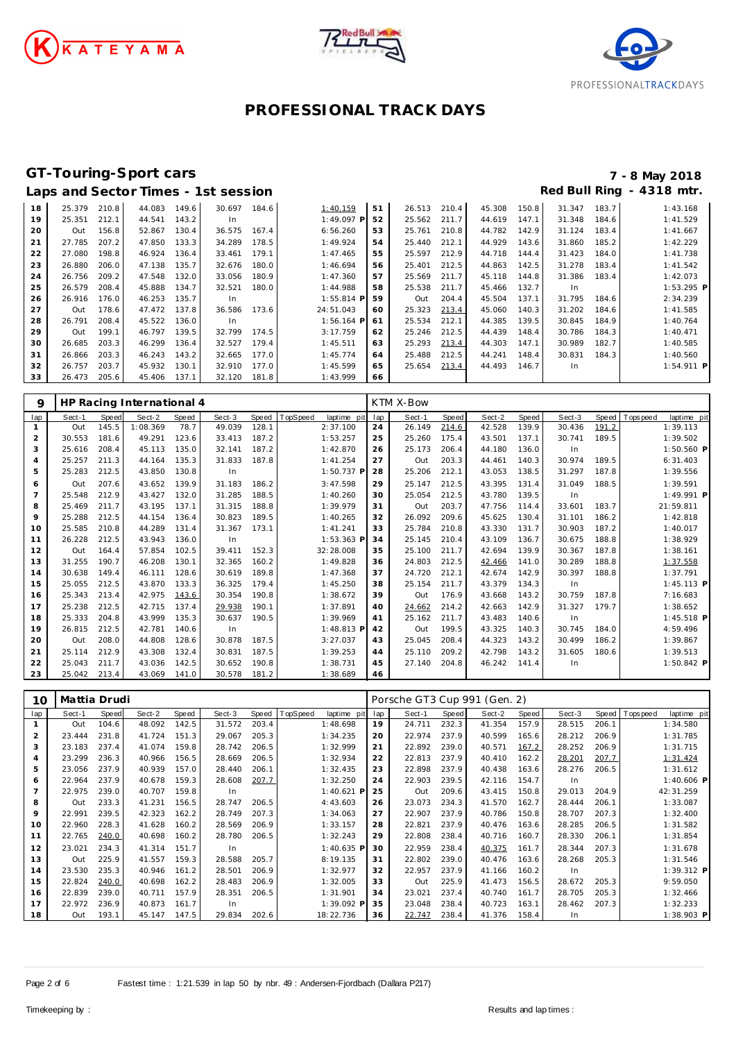# PROFESSIONAL TRACK DAYS

## GT-Touring-Sport cars

**7 - 8 May 2018**

### Laps and Sector Times - 1st session

**Red Bull Ring - 4318 mtr.**

| lap | Sect-1 | Speed | Sect-2 | Speed | Sect-3 | Speed | TopSpeed | laptime pit | lap | Sect-1 | Speed | Sect-2 | Speed | Sect-3 | Speed | Topspeed | laptime pit |
|---|---|---|---|---|---|---|---|---|---|---|---|---|---|---|---|---|---|
| 18 | 25.379 | 210.8 | 44.083 | 149.6 | 30.697 | 184.6 | | 1:40.159 | 51 | 26.513 | 210.4 | 45.308 | 150.8 | 31.347 | 183.7 | | 1:43.168 |
| 19 | 25.351 | 212.1 | 44.541 | 143.2 | In | | | 1:49.097 P | 52 | 25.562 | 211.7 | 44.619 | 147.1 | 31.348 | 184.6 | | 1:41.529 |
| 20 | Out | 156.8 | 52.867 | 130.4 | 36.575 | 167.4 | | 6:56.260 | 53 | 25.761 | 210.8 | 44.782 | 142.9 | 31.124 | 183.4 | | 1:41.667 |
| 21 | 27.785 | 207.2 | 47.850 | 133.3 | 34.289 | 178.5 | | 1:49.924 | 54 | 25.440 | 212.1 | 44.929 | 143.6 | 31.860 | 185.2 | | 1:42.229 |
| 22 | 27.080 | 198.8 | 46.924 | 136.4 | 33.461 | 179.1 | | 1:47.465 | 55 | 25.597 | 212.9 | 44.718 | 144.4 | 31.423 | 184.0 | | 1:41.738 |
| 23 | 26.880 | 206.0 | 47.138 | 135.7 | 32.676 | 180.0 | | 1:46.694 | 56 | 25.401 | 212.5 | 44.863 | 142.5 | 31.278 | 183.4 | | 1:41.542 |
| 24 | 26.756 | 209.2 | 47.548 | 132.0 | 33.056 | 180.9 | | 1:47.360 | 57 | 25.569 | 211.7 | 45.118 | 144.8 | 31.386 | 183.4 | | 1:42.073 |
| 25 | 26.579 | 208.4 | 45.888 | 134.7 | 32.521 | 180.0 | | 1:44.988 | 58 | 25.538 | 211.7 | 45.466 | 132.7 | In | | | 1:53.295 P |
| 26 | 26.916 | 176.0 | 46.253 | 135.7 | In | | | 1:55.814 P | 59 | Out | 204.4 | 45.504 | 137.1 | 31.795 | 184.6 | | 2:34.239 |
| 27 | Out | 178.6 | 47.472 | 137.8 | 36.586 | 173.6 | | 24:51.043 | 60 | 25.323 | 213.4 | 45.060 | 140.3 | 31.202 | 184.6 | | 1:41.585 |
| 28 | 26.791 | 208.4 | 45.522 | 136.0 | In | | | 1:56.164 P | 61 | 25.534 | 212.1 | 44.385 | 139.5 | 30.845 | 184.9 | | 1:40.764 |
| 29 | Out | 199.1 | 46.797 | 139.5 | 32.799 | 174.5 | | 3:17.759 | 62 | 25.246 | 212.5 | 44.439 | 148.4 | 30.786 | 184.3 | | 1:40.471 |
| 30 | 26.685 | 203.3 | 46.299 | 136.4 | 32.527 | 179.4 | | 1:45.511 | 63 | 25.293 | 213.4 | 44.303 | 147.1 | 30.989 | 182.7 | | 1:40.585 |
| 31 | 26.866 | 203.3 | 46.243 | 143.2 | 32.665 | 177.0 | | 1:45.774 | 64 | 25.488 | 212.5 | 44.241 | 148.4 | 30.831 | 184.3 | | 1:40.560 |
| 32 | 26.757 | 203.7 | 45.932 | 130.1 | 32.910 | 177.0 | | 1:45.599 | 65 | 25.654 | 213.4 | 44.493 | 146.7 | In | | | 1:54.911 P |
| 33 | 26.473 | 205.6 | 45.406 | 137.1 | 32.120 | 181.8 | | 1:43.999 | 66 | | | | | | | | |

### 9 — HP Racing International 4 — KTM X-Bow

| lap | Sect-1 | Speed | Sect-2 | Speed | Sect-3 | Speed | TopSpeed | laptime pit | lap | Sect-1 | Speed | Sect-2 | Speed | Sect-3 | Speed | Topspeed | laptime pit |
|---|---|---|---|---|---|---|---|---|---|---|---|---|---|---|---|---|---|
| 1 | Out | 145.5 | 1:08.369 | 78.7 | 49.039 | 128.1 | | 2:37.100 | 24 | 26.149 | 214.6 | 42.528 | 139.9 | 30.436 | 191.2 | | 1:39.113 |
| 2 | 30.553 | 181.6 | 49.291 | 123.6 | 33.413 | 187.2 | | 1:53.257 | 25 | 25.260 | 175.4 | 43.501 | 137.1 | 30.741 | 189.5 | | 1:39.502 |
| 3 | 25.616 | 208.4 | 45.113 | 135.0 | 32.141 | 187.2 | | 1:42.870 | 26 | 25.173 | 206.4 | 44.180 | 136.0 | In | | | 1:50.560 P |
| 4 | 25.257 | 211.3 | 44.164 | 135.3 | 31.833 | 187.8 | | 1:41.254 | 27 | Out | 203.3 | 44.461 | 140.3 | 30.974 | 189.5 | | 6:31.403 |
| 5 | 25.283 | 212.5 | 43.850 | 130.8 | In | | | 1:50.737 P | 28 | 25.206 | 212.1 | 43.053 | 138.5 | 31.297 | 187.8 | | 1:39.556 |
| 6 | Out | 207.6 | 43.652 | 139.9 | 31.183 | 186.2 | | 3:47.598 | 29 | 25.147 | 212.5 | 43.395 | 131.4 | 31.049 | 188.5 | | 1:39.591 |
| 7 | 25.548 | 212.9 | 43.427 | 132.0 | 31.285 | 188.5 | | 1:40.260 | 30 | 25.054 | 212.5 | 43.780 | 139.5 | In | | | 1:49.991 P |
| 8 | 25.469 | 211.7 | 43.195 | 137.1 | 31.315 | 188.8 | | 1:39.979 | 31 | Out | 203.7 | 47.756 | 114.4 | 33.601 | 183.7 | | 21:59.811 |
| 9 | 25.288 | 212.5 | 44.154 | 136.4 | 30.823 | 189.5 | | 1:40.265 | 32 | 26.092 | 209.6 | 45.625 | 130.4 | 31.101 | 186.2 | | 1:42.818 |
| 10 | 25.585 | 210.8 | 44.289 | 131.4 | 31.367 | 173.1 | | 1:41.241 | 33 | 25.784 | 210.8 | 43.330 | 131.7 | 30.903 | 187.2 | | 1:40.017 |
| 11 | 26.228 | 212.5 | 43.943 | 136.0 | In | | | 1:53.363 P | 34 | 25.145 | 210.4 | 43.109 | 136.7 | 30.675 | 188.8 | | 1:38.929 |
| 12 | Out | 164.4 | 57.854 | 102.5 | 39.411 | 152.3 | | 32:28.008 | 35 | 25.100 | 211.7 | 42.694 | 139.9 | 30.367 | 187.8 | | 1:38.161 |
| 13 | 31.255 | 190.7 | 46.208 | 130.1 | 32.365 | 160.2 | | 1:49.828 | 36 | 24.803 | 212.5 | 42.466 | 141.0 | 30.289 | 188.8 | | 1:37.558 |
| 14 | 30.638 | 149.4 | 46.111 | 128.6 | 30.619 | 189.8 | | 1:47.368 | 37 | 24.720 | 212.1 | 42.674 | 142.9 | 30.397 | 188.8 | | 1:37.791 |
| 15 | 25.055 | 212.5 | 43.870 | 133.3 | 36.325 | 179.4 | | 1:45.250 | 38 | 25.154 | 211.7 | 43.379 | 134.3 | In | | | 1:45.113 P |
| 16 | 25.343 | 213.4 | 42.975 | 143.6 | 30.354 | 190.8 | | 1:38.672 | 39 | Out | 176.9 | 43.668 | 143.2 | 30.759 | 187.8 | | 7:16.683 |
| 17 | 25.238 | 212.5 | 42.715 | 137.4 | 29.938 | 190.1 | | 1:37.891 | 40 | 24.662 | 214.2 | 42.663 | 142.9 | 31.327 | 179.7 | | 1:38.652 |
| 18 | 25.333 | 204.8 | 43.999 | 135.3 | 30.637 | 190.5 | | 1:39.969 | 41 | 25.162 | 211.7 | 43.483 | 140.6 | In | | | 1:45.518 P |
| 19 | 26.815 | 212.5 | 42.781 | 140.6 | In | | | 1:48.813 P | 42 | Out | 199.5 | 43.325 | 140.3 | 30.745 | 184.0 | | 4:59.496 |
| 20 | Out | 208.0 | 44.808 | 128.6 | 30.878 | 187.5 | | 3:27.037 | 43 | 25.045 | 208.4 | 44.323 | 143.2 | 30.499 | 186.2 | | 1:39.867 |
| 21 | 25.114 | 212.9 | 43.308 | 132.4 | 30.831 | 187.5 | | 1:39.253 | 44 | 25.110 | 209.2 | 42.798 | 143.2 | 31.605 | 180.6 | | 1:39.513 |
| 22 | 25.043 | 211.7 | 43.036 | 142.5 | 30.652 | 190.8 | | 1:38.731 | 45 | 27.140 | 204.8 | 46.242 | 141.4 | In | | | 1:50.842 P |
| 23 | 25.042 | 213.4 | 43.069 | 141.0 | 30.578 | 181.2 | | 1:38.689 | 46 | | | | | | | | |

### 10 — Mattia Drudi — Porsche GT3 Cup 991 (Gen. 2)

| lap | Sect-1 | Speed | Sect-2 | Speed | Sect-3 | Speed | TopSpeed | laptime pit | lap | Sect-1 | Speed | Sect-2 | Speed | Sect-3 | Speed | Topspeed | laptime pit |
|---|---|---|---|---|---|---|---|---|---|---|---|---|---|---|---|---|---|
| 1 | Out | 104.6 | 48.092 | 142.5 | 31.572 | 203.4 | | 1:48.698 | 19 | 24.711 | 232.3 | 41.354 | 157.9 | 28.515 | 206.1 | | 1:34.580 |
| 2 | 23.444 | 231.8 | 41.724 | 151.3 | 29.067 | 205.3 | | 1:34.235 | 20 | 22.974 | 237.9 | 40.599 | 165.6 | 28.212 | 206.9 | | 1:31.785 |
| 3 | 23.183 | 237.4 | 41.074 | 159.8 | 28.742 | 206.5 | | 1:32.999 | 21 | 22.892 | 239.0 | 40.571 | 167.2 | 28.252 | 206.9 | | 1:31.715 |
| 4 | 23.299 | 236.3 | 40.966 | 156.5 | 28.669 | 206.5 | | 1:32.934 | 22 | 22.813 | 237.9 | 40.410 | 162.2 | 28.201 | 207.7 | | 1:31.424 |
| 5 | 23.056 | 237.9 | 40.939 | 157.0 | 28.440 | 206.1 | | 1:32.435 | 23 | 22.898 | 237.9 | 40.438 | 163.6 | 28.276 | 206.5 | | 1:31.612 |
| 6 | 22.964 | 237.9 | 40.678 | 159.3 | 28.608 | 207.7 | | 1:32.250 | 24 | 22.903 | 239.5 | 42.116 | 154.7 | In | | | 1:40.606 P |
| 7 | 22.975 | 239.0 | 40.707 | 159.8 | In | | | 1:40.621 P | 25 | Out | 209.6 | 43.415 | 150.8 | 29.013 | 204.9 | | 42:31.259 |
| 8 | Out | 233.3 | 41.231 | 156.5 | 28.747 | 206.5 | | 4:43.603 | 26 | 23.073 | 234.3 | 41.570 | 162.7 | 28.444 | 206.1 | | 1:33.087 |
| 9 | 22.991 | 239.5 | 42.323 | 162.2 | 28.749 | 207.3 | | 1:34.063 | 27 | 22.907 | 237.9 | 40.786 | 150.8 | 28.707 | 207.3 | | 1:32.400 |
| 10 | 22.960 | 228.3 | 41.628 | 160.2 | 28.569 | 206.9 | | 1:33.157 | 28 | 22.821 | 237.9 | 40.476 | 163.6 | 28.285 | 206.5 | | 1:31.582 |
| 11 | 22.765 | 240.0 | 40.698 | 160.2 | 28.780 | 206.5 | | 1:32.243 | 29 | 22.808 | 238.4 | 40.716 | 160.7 | 28.330 | 206.1 | | 1:31.854 |
| 12 | 23.021 | 234.3 | 41.314 | 151.7 | In | | | 1:40.635 P | 30 | 22.959 | 238.4 | 40.375 | 161.7 | 28.344 | 207.3 | | 1:31.678 |
| 13 | Out | 225.9 | 41.557 | 159.3 | 28.588 | 205.7 | | 8:19.135 | 31 | 22.802 | 239.0 | 40.476 | 163.6 | 28.268 | 205.3 | | 1:31.546 |
| 14 | 23.530 | 235.3 | 40.946 | 161.2 | 28.501 | 206.9 | | 1:32.977 | 32 | 22.957 | 237.9 | 41.166 | 160.2 | In | | | 1:39.312 P |
| 15 | 22.824 | 240.0 | 40.698 | 162.2 | 28.483 | 206.9 | | 1:32.005 | 33 | Out | 225.9 | 41.473 | 156.5 | 28.672 | 205.3 | | 9:59.050 |
| 16 | 22.839 | 239.0 | 40.711 | 157.9 | 28.351 | 206.5 | | 1:31.901 | 34 | 23.021 | 237.4 | 40.740 | 161.7 | 28.705 | 205.3 | | 1:32.466 |
| 17 | 22.972 | 236.9 | 40.873 | 161.7 | In | | | 1:39.092 P | 35 | 23.048 | 238.4 | 40.723 | 163.1 | 28.462 | 207.3 | | 1:32.233 |
| 18 | Out | 193.1 | 45.147 | 147.5 | 29.834 | 202.6 | | 18:22.736 | 36 | 22.747 | 238.4 | 41.376 | 158.4 | In | | | 1:38.903 P |

Fastest time : 1:21.539 in lap 50 by nbr. 49 : Andersen-Fjordbach (Dallara P217)

Timekeeping by : Results and lap times :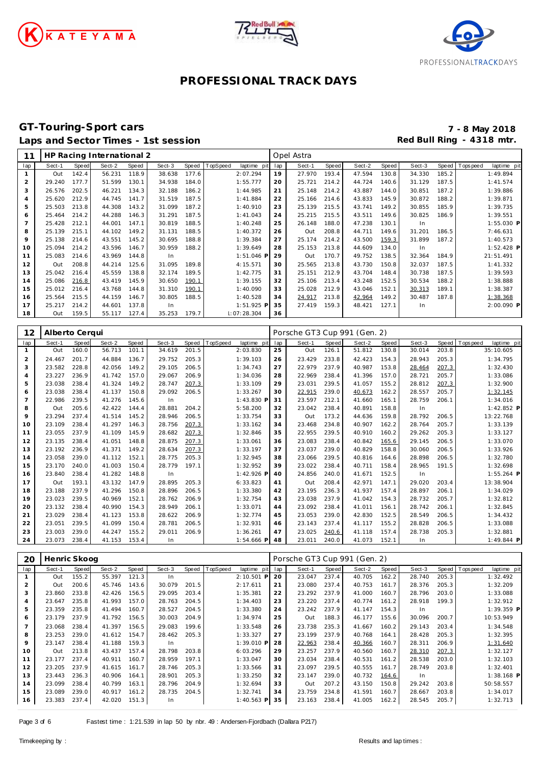# PROFESSIONAL TRACK DAYS

## GT-Touring-Sport cars

**Laps and Sector Times - 1st session**

**7 - 8 May 2018**
**Red Bull Ring - 4318 mtr.**

| 11 | HP Racing International 2 | | | | | | | | Opel Astra | | | | | | | | |
|---|---|---|---|---|---|---|---|---|---|---|---|---|---|---|---|---|---|
| lap | Sect-1 | Speed | Sect-2 | Speed | Sect-3 | Speed | TopSpeed | laptime pit | lap | Sect-1 | Speed | Sect-2 | Speed | Sect-3 | Speed | Topspeed | laptime pit |
| 1 | Out | 142.4 | 56.231 | 118.9 | 38.638 | 177.6 | | 2:07.294 | 19 | 27.970 | 193.4 | 47.594 | 130.8 | 34.330 | 185.2 | | 1:49.894 |
| 2 | 29.240 | 177.7 | 51.599 | 130.1 | 34.938 | 184.0 | | 1:55.777 | 20 | 25.721 | 214.2 | 44.724 | 140.6 | 31.129 | 187.5 | | 1:41.574 |
| 3 | 26.576 | 202.5 | 46.221 | 134.3 | 32.188 | 186.2 | | 1:44.985 | 21 | 25.148 | 214.2 | 43.887 | 144.0 | 30.851 | 187.2 | | 1:39.886 |
| 4 | 25.620 | 212.9 | 44.745 | 141.7 | 31.519 | 187.5 | | 1:41.884 | 22 | 25.166 | 214.6 | 43.833 | 145.9 | 30.872 | 188.2 | | 1:39.871 |
| 5 | 25.503 | 213.8 | 44.308 | 143.2 | 31.099 | 187.2 | | 1:40.910 | 23 | 25.139 | 215.5 | 43.741 | 149.2 | 30.855 | 185.9 | | 1:39.735 |
| 6 | 25.464 | 214.2 | 44.288 | 146.3 | 31.291 | 187.5 | | 1:41.043 | 24 | 25.215 | 215.5 | 43.511 | 149.6 | 30.825 | 186.9 | | 1:39.551 |
| 7 | 25.428 | 212.1 | 44.001 | 147.1 | 30.819 | 188.5 | | 1:40.248 | 25 | 26.148 | 188.0 | 47.238 | 130.1 | In | | | 1:55.030 P |
| 8 | 25.139 | 215.1 | 44.102 | 149.2 | 31.131 | 188.5 | | 1:40.372 | 26 | Out | 208.8 | 44.711 | 149.6 | 31.201 | 186.5 | | 7:46.631 |
| 9 | 25.138 | 214.6 | 43.551 | 145.2 | 30.695 | 188.8 | | 1:39.384 | 27 | 25.174 | 214.2 | 43.500 | 159.3 | 31.899 | 187.2 | | 1:40.573 |
| 10 | 25.094 | 214.2 | 43.596 | 146.7 | 30.959 | 188.2 | | 1:39.649 | 28 | 25.153 | 213.8 | 44.609 | 134.0 | In | | | 1:52.428 P |
| 11 | 25.083 | 214.6 | 43.969 | 144.8 | In | | | 1:51.046 P | 29 | Out | 170.7 | 49.752 | 138.5 | 32.364 | 184.9 | | 21:51.491 |
| 12 | Out | 208.8 | 44.214 | 125.6 | 31.095 | 189.8 | | 4:15.571 | 30 | 25.565 | 213.8 | 43.730 | 150.8 | 32.037 | 187.5 | | 1:41.332 |
| 13 | 25.042 | 216.4 | 45.559 | 138.8 | 32.174 | 189.5 | | 1:42.775 | 31 | 25.151 | 212.9 | 43.704 | 148.4 | 30.738 | 187.5 | | 1:39.593 |
| 14 | 25.086 | 216.8 | 43.419 | 145.9 | 30.650 | 190.1 | | 1:39.155 | 32 | 25.106 | 213.4 | 43.248 | 152.5 | 30.534 | 188.2 | | 1:38.888 |
| 15 | 25.012 | 216.4 | 43.768 | 144.8 | 31.310 | 190.1 | | 1:40.090 | 33 | 25.028 | 212.9 | 43.046 | 152.1 | 30.313 | 189.1 | | 1:38.387 |
| 16 | 25.564 | 215.5 | 44.159 | 146.7 | 30.805 | 188.5 | | 1:40.528 | 34 | 24.917 | 213.8 | 42.964 | 149.2 | 30.487 | 187.8 | | 1:38.368 |
| 17 | 25.217 | 214.2 | 44.601 | 137.8 | In | | | 1:51.925 P | 35 | 27.419 | 159.3 | 48.421 | 127.1 | In | | | 2:00.090 P |
| 18 | Out | 159.5 | 55.117 | 127.4 | 35.253 | 179.7 | | 1:07:28.304 | 36 | | | | | | | | |

| 12 | Alberto Cerqui | | | | | | | | Porsche GT3 Cup 991 (Gen. 2) | | | | | | | | |
|---|---|---|---|---|---|---|---|---|---|---|---|---|---|---|---|---|---|
| lap | Sect-1 | Speed | Sect-2 | Speed | Sect-3 | Speed | TopSpeed | laptime pit | lap | Sect-1 | Speed | Sect-2 | Speed | Sect-3 | Speed | Topspeed | laptime pit |
| 1 | Out | 160.0 | 56.713 | 101.1 | 34.619 | 201.5 | | 2:03.830 | 25 | Out | 126.1 | 51.812 | 130.8 | 30.014 | 203.8 | | 35:10.605 |
| 2 | 24.467 | 201.7 | 44.884 | 136.7 | 29.752 | 205.3 | | 1:39.103 | 26 | 23.429 | 233.8 | 42.423 | 154.3 | 28.943 | 205.3 | | 1:34.795 |
| 3 | 23.582 | 228.8 | 42.056 | 149.2 | 29.105 | 206.5 | | 1:34.743 | 27 | 22.979 | 237.9 | 40.987 | 153.8 | 28.464 | 207.3 | | 1:32.430 |
| 4 | 23.227 | 236.9 | 41.742 | 157.0 | 29.067 | 206.9 | | 1:34.036 | 28 | 22.969 | 238.4 | 41.396 | 157.0 | 28.721 | 205.7 | | 1:33.086 |
| 5 | 23.038 | 238.4 | 41.324 | 149.2 | 28.747 | 207.3 | | 1:33.109 | 29 | 23.031 | 239.5 | 41.057 | 155.2 | 28.812 | 207.3 | | 1:32.900 |
| 6 | 23.038 | 238.4 | 41.137 | 150.8 | 29.092 | 206.5 | | 1:33.267 | 30 | 22.915 | 239.0 | 40.673 | 162.2 | 28.557 | 205.7 | | 1:32.145 |
| 7 | 22.986 | 239.5 | 41.276 | 145.6 | In | | | 1:43.830 P | 31 | 23.597 | 212.1 | 41.660 | 165.1 | 28.759 | 206.1 | | 1:34.016 |
| 8 | Out | 205.6 | 42.422 | 144.4 | 28.881 | 204.2 | | 5:58.200 | 32 | 23.042 | 238.4 | 40.891 | 158.8 | In | | | 1:42.852 P |
| 9 | 23.294 | 237.4 | 41.514 | 145.2 | 28.946 | 206.5 | | 1:33.754 | 33 | Out | 173.2 | 44.636 | 159.8 | 28.792 | 206.5 | | 13:22.768 |
| 10 | 23.109 | 238.4 | 41.297 | 146.3 | 28.756 | 207.3 | | 1:33.162 | 34 | 23.468 | 234.8 | 40.907 | 162.2 | 28.764 | 205.7 | | 1:33.139 |
| 11 | 23.055 | 237.9 | 41.109 | 145.9 | 28.682 | 207.3 | | 1:32.846 | 35 | 22.955 | 239.5 | 40.910 | 160.2 | 29.262 | 205.3 | | 1:33.127 |
| 12 | 23.135 | 238.4 | 41.051 | 148.8 | 28.875 | 207.3 | | 1:33.061 | 36 | 23.083 | 238.4 | 40.842 | 165.6 | 29.145 | 206.5 | | 1:33.070 |
| 13 | 23.192 | 236.9 | 41.371 | 149.2 | 28.634 | 207.3 | | 1:33.197 | 37 | 23.037 | 239.0 | 40.829 | 158.8 | 30.060 | 206.5 | | 1:33.926 |
| 14 | 23.058 | 239.0 | 41.112 | 152.1 | 28.775 | 205.3 | | 1:32.945 | 38 | 23.066 | 239.5 | 40.816 | 164.6 | 28.898 | 206.5 | | 1:32.780 |
| 15 | 23.170 | 240.0 | 41.003 | 150.4 | 28.779 | 197.1 | | 1:32.952 | 39 | 23.022 | 238.4 | 40.711 | 158.4 | 28.965 | 191.5 | | 1:32.698 |
| 16 | 23.840 | 238.4 | 41.282 | 148.8 | In | | | 1:42.926 P | 40 | 24.856 | 240.0 | 41.671 | 152.5 | In | | | 1:55.264 P |
| 17 | Out | 193.1 | 43.132 | 147.9 | 28.895 | 205.3 | | 6:33.823 | 41 | Out | 208.4 | 42.971 | 147.1 | 29.020 | 203.4 | | 13:38.904 |
| 18 | 23.188 | 237.9 | 41.296 | 150.8 | 28.896 | 206.5 | | 1:33.380 | 42 | 23.195 | 236.3 | 41.937 | 157.4 | 28.897 | 206.1 | | 1:34.029 |
| 19 | 23.023 | 239.5 | 40.969 | 152.1 | 28.762 | 206.9 | | 1:32.754 | 43 | 23.038 | 237.9 | 41.042 | 154.3 | 28.732 | 205.7 | | 1:32.812 |
| 20 | 23.132 | 238.4 | 40.990 | 154.3 | 28.949 | 206.1 | | 1:33.071 | 44 | 23.092 | 238.4 | 41.011 | 156.1 | 28.742 | 206.1 | | 1:32.845 |
| 21 | 23.029 | 238.4 | 41.123 | 153.8 | 28.622 | 206.9 | | 1:32.774 | 45 | 23.053 | 239.0 | 42.830 | 152.5 | 28.549 | 206.5 | | 1:34.432 |
| 22 | 23.051 | 239.5 | 41.099 | 150.4 | 28.781 | 206.5 | | 1:32.931 | 46 | 23.143 | 237.4 | 41.117 | 155.2 | 28.828 | 206.5 | | 1:33.088 |
| 23 | 23.003 | 239.0 | 44.247 | 155.2 | 29.011 | 206.9 | | 1:36.261 | 47 | 23.025 | 240.6 | 41.118 | 157.4 | 28.738 | 205.3 | | 1:32.881 |
| 24 | 23.073 | 238.4 | 41.153 | 153.4 | In | | | 1:54.666 P | 48 | 23.011 | 240.0 | 41.073 | 152.1 | In | | | 1:49.844 P |

| 20 | Henric Skoog | | | | | | | | Porsche GT3 Cup 991 (Gen. 2) | | | | | | | | |
|---|---|---|---|---|---|---|---|---|---|---|---|---|---|---|---|---|---|
| lap | Sect-1 | Speed | Sect-2 | Speed | Sect-3 | Speed | TopSpeed | laptime pit | lap | Sect-1 | Speed | Sect-2 | Speed | Sect-3 | Speed | Topspeed | laptime pit |
| 1 | Out | 155.2 | 55.397 | 121.3 | In | | | 2:10.501 P | 20 | 23.047 | 237.4 | 40.705 | 162.2 | 28.740 | 205.3 | | 1:32.492 |
| 2 | Out | 200.6 | 45.746 | 143.6 | 30.079 | 201.5 | | 2:17.611 | 21 | 23.080 | 237.4 | 40.753 | 161.7 | 28.376 | 205.3 | | 1:32.209 |
| 3 | 23.860 | 233.8 | 42.426 | 156.5 | 29.095 | 203.4 | | 1:35.381 | 22 | 23.292 | 237.9 | 41.000 | 160.7 | 28.796 | 203.0 | | 1:33.088 |
| 4 | 23.647 | 235.8 | 41.993 | 157.0 | 28.763 | 204.5 | | 1:34.403 | 23 | 23.220 | 237.4 | 40.774 | 161.2 | 28.918 | 199.3 | | 1:32.912 |
| 5 | 23.359 | 235.8 | 41.494 | 160.7 | 28.527 | 204.5 | | 1:33.380 | 24 | 23.242 | 237.9 | 41.147 | 154.3 | In | | | 1:39.359 P |
| 6 | 23.179 | 237.9 | 41.792 | 156.5 | 30.003 | 204.9 | | 1:34.974 | 25 | Out | 188.3 | 46.177 | 155.6 | 30.096 | 200.7 | | 10:53.949 |
| 7 | 23.068 | 238.4 | 41.397 | 156.5 | 29.083 | 199.6 | | 1:33.548 | 26 | 23.738 | 235.3 | 41.667 | 160.2 | 29.143 | 203.4 | | 1:34.548 |
| 8 | 23.253 | 239.0 | 41.612 | 154.7 | 28.462 | 205.3 | | 1:33.327 | 27 | 23.199 | 237.9 | 40.768 | 164.1 | 28.428 | 205.3 | | 1:32.395 |
| 9 | 23.147 | 238.4 | 41.188 | 159.3 | In | | | 1:39.010 P | 28 | 22.963 | 238.4 | 40.366 | 160.7 | 28.311 | 206.9 | | 1:31.640 |
| 10 | Out | 213.8 | 43.437 | 157.4 | 28.798 | 203.8 | | 6:03.296 | 29 | 23.257 | 237.9 | 40.560 | 160.7 | 28.310 | 207.3 | | 1:32.127 |
| 11 | 23.177 | 237.4 | 40.911 | 160.7 | 28.959 | 197.1 | | 1:33.047 | 30 | 23.034 | 238.4 | 40.531 | 161.2 | 28.538 | 203.0 | | 1:32.103 |
| 12 | 23.205 | 237.9 | 41.615 | 161.7 | 28.746 | 205.3 | | 1:33.566 | 31 | 23.097 | 239.5 | 40.555 | 161.7 | 28.749 | 203.8 | | 1:32.401 |
| 13 | 23.443 | 236.3 | 40.906 | 164.1 | 28.901 | 205.3 | | 1:33.250 | 32 | 23.147 | 239.0 | 40.732 | 164.6 | In | | | 1:38.168 P |
| 14 | 23.099 | 238.4 | 40.799 | 163.1 | 28.796 | 204.9 | | 1:32.694 | 33 | Out | 207.2 | 43.150 | 150.8 | 29.242 | 203.8 | | 50:58.557 |
| 15 | 23.089 | 239.0 | 40.917 | 161.2 | 28.735 | 204.5 | | 1:32.741 | 34 | 23.759 | 234.8 | 41.591 | 160.7 | 28.667 | 203.8 | | 1:34.017 |
| 16 | 23.383 | 237.4 | 42.020 | 151.3 | In | | | 1:40.563 P | 35 | 23.163 | 238.4 | 41.005 | 162.2 | 28.545 | 205.7 | | 1:32.713 |

Fastest time : 1:21.539 in lap 50 by nbr. 49 : Andersen-Fjordbach (Dallara P217)

Timekeeping by : Results and lap times :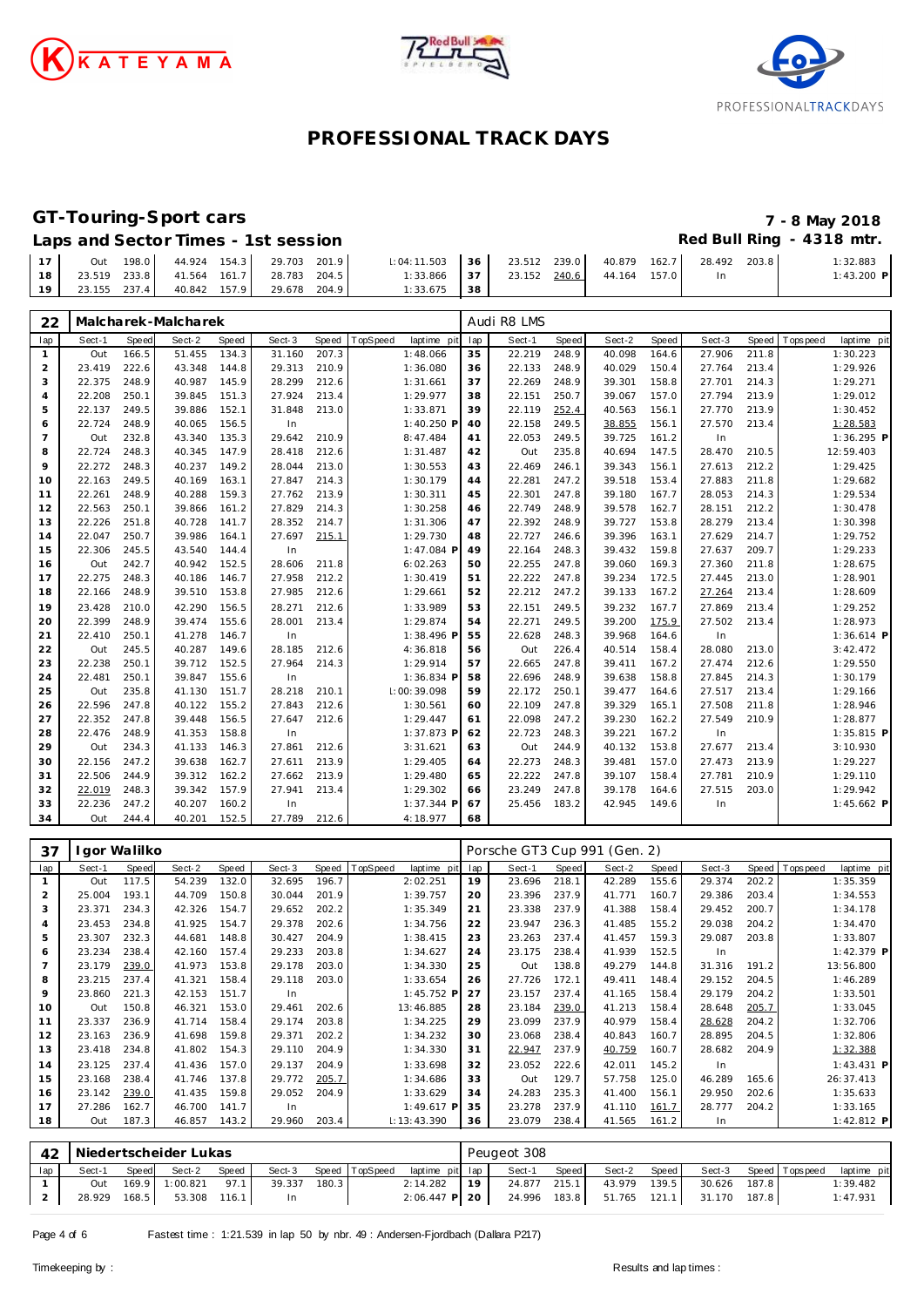# PROFESSIONAL TRACK DAYS

## GT-Touring-Sport cars

**7 - 8 May 2018**

### Laps and Sector Times - 1st session

**Red Bull Ring - 4318 mtr.**

| lap | Sect-1 | Speed | Sect-2 | Speed | Sect-3 | Speed | TopSpeed | laptime pit | lap | Sect-1 | Speed | Sect-2 | Speed | Sect-3 | Speed | Topspeed | laptime pit |
|---|---|---|---|---|---|---|---|---|---|---|---|---|---|---|---|---|---|
| 17 | Out | 198.0 | 44.924 | 154.3 | 29.703 | 201.9 | | 1:04:11.503 | 36 | 23.512 | 239.0 | 40.879 | 162.7 | 28.492 | 203.8 | | 1:32.883 |
| 18 | 23.519 | 233.8 | 41.564 | 161.7 | 28.783 | 204.5 | | 1:33.866 | 37 | 23.152 | 240.6 | 44.164 | 157.0 | In | | | 1:43.200 P |
| 19 | 23.155 | 237.4 | 40.842 | 157.9 | 29.678 | 204.9 | | 1:33.675 | 38 | | | | | | | | |

**22 Malcharek-Malcharek** — Audi R8 LMS

| lap | Sect-1 | Speed | Sect-2 | Speed | Sect-3 | Speed | TopSpeed | laptime pit | lap | Sect-1 | Speed | Sect-2 | Speed | Sect-3 | Speed | Topspeed | laptime pit |
|---|---|---|---|---|---|---|---|---|---|---|---|---|---|---|---|---|---|
| 1 | Out | 166.5 | 51.455 | 134.3 | 31.160 | 207.3 | | 1:48.066 | 35 | 22.219 | 248.9 | 40.098 | 164.6 | 27.906 | 211.8 | | 1:30.223 |
| 2 | 23.419 | 222.6 | 43.348 | 144.8 | 29.313 | 210.9 | | 1:36.080 | 36 | 22.133 | 248.9 | 40.029 | 150.4 | 27.764 | 213.4 | | 1:29.926 |
| 3 | 22.375 | 248.9 | 40.987 | 145.9 | 28.299 | 212.6 | | 1:31.661 | 37 | 22.269 | 248.9 | 39.301 | 158.8 | 27.701 | 214.3 | | 1:29.271 |
| 4 | 22.208 | 250.1 | 39.845 | 151.3 | 27.924 | 213.4 | | 1:29.977 | 38 | 22.151 | 250.7 | 39.067 | 157.0 | 27.794 | 213.9 | | 1:29.012 |
| 5 | 22.137 | 249.5 | 39.886 | 152.1 | 31.848 | 213.0 | | 1:33.871 | 39 | 22.119 | 252.4 | 40.563 | 156.1 | 27.770 | 213.9 | | 1:30.452 |
| 6 | 22.724 | 248.9 | 40.065 | 156.5 | In | | | 1:40.250 P | 40 | 22.158 | 249.5 | 38.855 | 156.1 | 27.570 | 213.4 | | 1:28.583 |
| 7 | Out | 232.8 | 43.340 | 135.3 | 29.642 | 210.9 | | 8:47.484 | 41 | 22.053 | 249.5 | 39.725 | 161.2 | In | | | 1:36.295 P |
| 8 | 22.724 | 248.3 | 40.345 | 147.9 | 28.418 | 212.6 | | 1:31.487 | 42 | Out | 235.8 | 40.694 | 147.5 | 28.470 | 210.5 | | 12:59.403 |
| 9 | 22.272 | 248.3 | 40.237 | 149.2 | 28.044 | 213.0 | | 1:30.553 | 43 | 22.469 | 246.1 | 39.343 | 156.1 | 27.613 | 212.2 | | 1:29.425 |
| 10 | 22.163 | 249.5 | 40.169 | 163.1 | 27.847 | 214.3 | | 1:30.179 | 44 | 22.281 | 247.2 | 39.518 | 153.4 | 27.883 | 211.8 | | 1:29.682 |
| 11 | 22.261 | 248.9 | 40.288 | 159.3 | 27.762 | 213.9 | | 1:30.311 | 45 | 22.301 | 247.8 | 39.180 | 167.7 | 28.053 | 214.3 | | 1:29.534 |
| 12 | 22.563 | 250.1 | 39.866 | 161.2 | 27.829 | 214.3 | | 1:30.258 | 46 | 22.749 | 248.9 | 39.578 | 162.7 | 28.151 | 212.2 | | 1:30.478 |
| 13 | 22.226 | 251.8 | 40.728 | 141.7 | 28.352 | 214.7 | | 1:31.306 | 47 | 22.392 | 248.9 | 39.727 | 153.8 | 28.279 | 213.4 | | 1:30.398 |
| 14 | 22.047 | 250.7 | 39.986 | 164.1 | 27.697 | 215.1 | | 1:29.730 | 48 | 22.727 | 246.6 | 39.396 | 163.1 | 27.629 | 214.7 | | 1:29.752 |
| 15 | 22.306 | 245.5 | 43.540 | 144.4 | In | | | 1:47.084 P | 49 | 22.164 | 248.3 | 39.432 | 159.8 | 27.637 | 209.7 | | 1:29.233 |
| 16 | Out | 242.7 | 40.942 | 152.5 | 28.606 | 211.8 | | 6:02.263 | 50 | 22.255 | 247.8 | 39.060 | 169.3 | 27.360 | 211.8 | | 1:28.675 |
| 17 | 22.275 | 248.3 | 40.186 | 146.7 | 27.958 | 212.2 | | 1:30.419 | 51 | 22.222 | 247.8 | 39.234 | 172.5 | 27.445 | 213.0 | | 1:28.901 |
| 18 | 22.166 | 248.9 | 39.510 | 153.8 | 27.985 | 212.6 | | 1:29.661 | 52 | 22.212 | 247.2 | 39.133 | 167.2 | 27.264 | 213.4 | | 1:28.609 |
| 19 | 23.428 | 210.0 | 42.290 | 156.5 | 28.271 | 212.6 | | 1:33.989 | 53 | 22.151 | 249.5 | 39.232 | 167.7 | 27.869 | 213.4 | | 1:29.252 |
| 20 | 22.399 | 248.9 | 39.474 | 155.6 | 28.001 | 213.4 | | 1:29.874 | 54 | 22.271 | 249.5 | 39.200 | 175.9 | 27.502 | 213.4 | | 1:28.973 |
| 21 | 22.410 | 250.1 | 41.278 | 146.7 | In | | | 1:38.496 P | 55 | 22.628 | 248.3 | 39.968 | 164.6 | In | | | 1:36.614 P |
| 22 | Out | 245.5 | 40.287 | 149.6 | 28.185 | 212.6 | | 4:36.818 | 56 | Out | 226.4 | 40.514 | 158.4 | 28.080 | 213.0 | | 3:42.472 |
| 23 | 22.238 | 250.1 | 39.712 | 152.5 | 27.964 | 214.3 | | 1:29.914 | 57 | 22.665 | 247.8 | 39.411 | 167.2 | 27.474 | 212.6 | | 1:29.550 |
| 24 | 22.481 | 250.1 | 39.847 | 155.6 | In | | | 1:36.834 P | 58 | 22.696 | 248.9 | 39.638 | 158.8 | 27.845 | 214.3 | | 1:30.179 |
| 25 | Out | 235.8 | 41.130 | 151.7 | 28.218 | 210.1 | | 1:00:39.098 | 59 | 22.172 | 250.1 | 39.477 | 164.6 | 27.517 | 213.4 | | 1:29.166 |
| 26 | 22.596 | 247.8 | 40.122 | 155.2 | 27.843 | 212.6 | | 1:30.561 | 60 | 22.109 | 247.8 | 39.329 | 165.1 | 27.508 | 211.8 | | 1:28.946 |
| 27 | 22.352 | 247.8 | 39.448 | 156.5 | 27.647 | 212.6 | | 1:29.447 | 61 | 22.098 | 247.2 | 39.230 | 162.2 | 27.549 | 210.9 | | 1:28.877 |
| 28 | 22.476 | 248.9 | 41.353 | 158.8 | In | | | 1:37.873 P | 62 | 22.723 | 248.3 | 39.221 | 167.2 | In | | | 1:35.815 P |
| 29 | Out | 234.3 | 41.133 | 146.3 | 27.861 | 212.6 | | 3:31.621 | 63 | Out | 244.9 | 40.132 | 153.8 | 27.677 | 213.4 | | 3:10.930 |
| 30 | 22.156 | 247.2 | 39.638 | 162.7 | 27.611 | 213.9 | | 1:29.405 | 64 | 22.273 | 248.3 | 39.481 | 157.0 | 27.473 | 213.9 | | 1:29.227 |
| 31 | 22.506 | 244.9 | 39.312 | 162.2 | 27.662 | 213.9 | | 1:29.480 | 65 | 22.222 | 247.8 | 39.107 | 158.4 | 27.781 | 210.9 | | 1:29.110 |
| 32 | 22.019 | 248.3 | 39.342 | 157.9 | 27.941 | 213.4 | | 1:29.302 | 66 | 23.249 | 247.8 | 39.178 | 164.6 | 27.515 | 203.0 | | 1:29.942 |
| 33 | 22.236 | 247.2 | 40.207 | 160.2 | In | | | 1:37.344 P | 67 | 25.456 | 183.2 | 42.945 | 149.6 | In | | | 1:45.662 P |
| 34 | Out | 244.4 | 40.201 | 152.5 | 27.789 | 212.6 | | 4:18.977 | 68 | | | | | | | | |

**37 Igor Walilko** — Porsche GT3 Cup 991 (Gen. 2)

| lap | Sect-1 | Speed | Sect-2 | Speed | Sect-3 | Speed | TopSpeed | laptime pit | lap | Sect-1 | Speed | Sect-2 | Speed | Sect-3 | Speed | Topspeed | laptime pit |
|---|---|---|---|---|---|---|---|---|---|---|---|---|---|---|---|---|---|
| 1 | Out | 117.5 | 54.239 | 132.0 | 32.695 | 196.7 | | 2:02.251 | 19 | 23.696 | 218.1 | 42.289 | 155.6 | 29.374 | 202.2 | | 1:35.359 |
| 2 | 25.004 | 193.1 | 44.709 | 150.8 | 30.044 | 201.9 | | 1:39.757 | 20 | 23.396 | 237.9 | 41.771 | 160.7 | 29.386 | 203.4 | | 1:34.553 |
| 3 | 23.371 | 234.3 | 42.326 | 154.7 | 29.652 | 202.2 | | 1:35.349 | 21 | 23.338 | 237.9 | 41.388 | 158.4 | 29.452 | 200.7 | | 1:34.178 |
| 4 | 23.453 | 234.8 | 41.925 | 154.7 | 29.378 | 202.6 | | 1:34.756 | 22 | 23.947 | 236.3 | 41.485 | 155.2 | 29.038 | 204.2 | | 1:34.470 |
| 5 | 23.307 | 232.3 | 44.681 | 148.8 | 30.427 | 204.9 | | 1:38.415 | 23 | 23.263 | 237.4 | 41.457 | 159.3 | 29.087 | 203.8 | | 1:33.807 |
| 6 | 23.234 | 238.4 | 42.160 | 157.4 | 29.233 | 203.8 | | 1:34.627 | 24 | 23.175 | 238.4 | 41.939 | 152.5 | In | | | 1:42.379 P |
| 7 | 23.179 | 239.0 | 41.973 | 153.8 | 29.178 | 203.0 | | 1:34.330 | 25 | Out | 138.8 | 49.279 | 144.8 | 31.316 | 191.2 | | 13:56.800 |
| 8 | 23.215 | 237.4 | 41.321 | 158.4 | 29.118 | 203.0 | | 1:33.654 | 26 | 27.726 | 172.1 | 49.411 | 148.4 | 29.152 | 204.5 | | 1:46.289 |
| 9 | 23.860 | 221.3 | 42.153 | 151.7 | In | | | 1:45.752 P | 27 | 23.157 | 237.4 | 41.165 | 158.4 | 29.179 | 204.2 | | 1:33.501 |
| 10 | Out | 150.8 | 46.321 | 153.0 | 29.461 | 202.6 | | 13:46.885 | 28 | 23.184 | 239.0 | 41.213 | 158.4 | 28.648 | 205.7 | | 1:33.045 |
| 11 | 23.337 | 236.9 | 41.714 | 158.4 | 29.174 | 203.8 | | 1:34.225 | 29 | 23.099 | 237.9 | 40.979 | 158.4 | 28.628 | 204.2 | | 1:32.706 |
| 12 | 23.163 | 236.9 | 41.698 | 159.8 | 29.371 | 202.2 | | 1:34.232 | 30 | 23.068 | 238.4 | 40.843 | 160.7 | 28.895 | 204.5 | | 1:32.806 |
| 13 | 23.418 | 234.8 | 41.802 | 154.3 | 29.110 | 204.9 | | 1:34.330 | 31 | 22.947 | 237.9 | 40.759 | 160.7 | 28.682 | 204.9 | | 1:32.388 |
| 14 | 23.125 | 237.4 | 41.436 | 157.0 | 29.137 | 204.9 | | 1:33.698 | 32 | 23.052 | 222.6 | 42.011 | 145.2 | In | | | 1:43.431 P |
| 15 | 23.168 | 238.4 | 41.746 | 137.8 | 29.772 | 205.7 | | 1:34.686 | 33 | Out | 129.7 | 57.758 | 125.0 | 46.289 | 165.6 | | 26:37.413 |
| 16 | 23.142 | 239.0 | 41.435 | 159.8 | 29.052 | 204.9 | | 1:33.629 | 34 | 24.283 | 235.3 | 41.400 | 156.1 | 29.950 | 202.6 | | 1:35.633 |
| 17 | 27.286 | 162.7 | 46.700 | 141.7 | In | | | 1:49.617 P | 35 | 23.278 | 237.9 | 41.110 | 161.7 | 28.777 | 204.2 | | 1:33.165 |
| 18 | Out | 187.3 | 46.857 | 143.2 | 29.960 | 203.4 | | 1:13:43.390 | 36 | 23.079 | 238.4 | 41.565 | 161.2 | In | | | 1:42.812 P |

**42 Niedertscheider Lukas** — Peugeot 308

| lap | Sect-1 | Speed | Sect-2 | Speed | Sect-3 | Speed | TopSpeed | laptime pit | lap | Sect-1 | Speed | Sect-2 | Speed | Sect-3 | Speed | Topspeed | laptime pit |
|---|---|---|---|---|---|---|---|---|---|---|---|---|---|---|---|---|---|
| 1 | Out | 169.9 | 1:00.821 | 97.1 | 39.337 | 180.3 | | 2:14.282 | 19 | 24.877 | 215.1 | 43.979 | 139.5 | 30.626 | 187.8 | | 1:39.482 |
| 2 | 28.929 | 168.5 | 53.308 | 116.1 | In | | | 2:06.447 P | 20 | 24.996 | 183.8 | 51.765 | 121.1 | 31.170 | 187.8 | | 1:47.931 |

Fastest time : 1:21.539 in lap 50 by nbr. 49 : Andersen-Fjordbach (Dallara P217)

Timekeeping by : Results and lap times :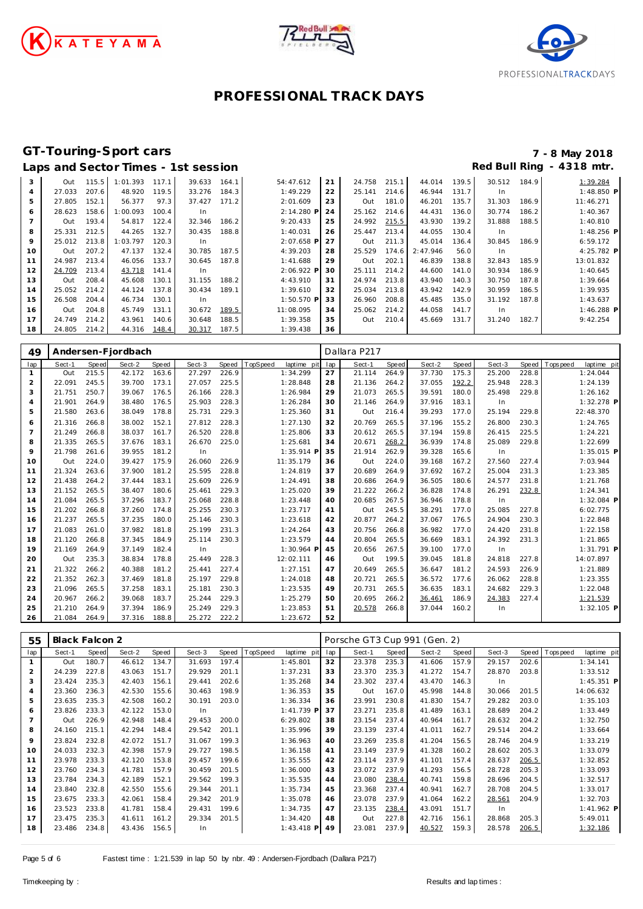# PROFESSIONAL TRACK DAYS

## GT-Touring-Sport cars

**7 - 8 May 2018**

### Laps and Sector Times - 1st session

**Red Bull Ring - 4318 mtr.**

| lap | Sect-1 | Speed | Sect-2 | Speed | Sect-3 | Speed | TopSpeed | laptime pit | lap | Sect-1 | Speed | Sect-2 | Speed | Sect-3 | Speed | Topspeed | laptime pit |
|---|---|---|---|---|---|---|---|---|---|---|---|---|---|---|---|---|---|
| 3 | Out | 115.5 | 1:01.393 | 117.1 | 39.633 | 164.1 | | 54:47.612 | 21 | 24.758 | 215.1 | 44.014 | 139.5 | 30.512 | 184.9 | | 1:39.284 |
| 4 | 27.033 | 207.6 | 48.920 | 119.5 | 33.276 | 184.3 | | 1:49.229 | 22 | 25.141 | 214.6 | 46.944 | 131.7 | In | | | 1:48.850 P |
| 5 | 27.805 | 152.1 | 56.377 | 97.3 | 37.427 | 171.2 | | 2:01.609 | 23 | Out | 181.0 | 46.201 | 135.7 | 31.303 | 186.9 | | 11:46.271 |
| 6 | 28.623 | 158.6 | 1:00.093 | 100.4 | In | | | 2:14.280 P | 24 | 25.162 | 214.6 | 44.431 | 136.0 | 30.774 | 186.2 | | 1:40.367 |
| 7 | Out | 193.4 | 54.817 | 122.4 | 32.346 | 186.2 | | 9:20.433 | 25 | 24.992 | 215.5 | 43.930 | 139.2 | 31.888 | 188.5 | | 1:40.810 |
| 8 | 25.331 | 212.5 | 44.265 | 132.7 | 30.435 | 188.8 | | 1:40.031 | 26 | 25.447 | 213.4 | 44.055 | 130.4 | In | | | 1:48.256 P |
| 9 | 25.012 | 213.8 | 1:03.797 | 120.3 | In | | | 2:07.658 P | 27 | Out | 211.3 | 45.014 | 136.4 | 30.845 | 186.9 | | 6:59.172 |
| 10 | Out | 207.2 | 47.137 | 132.4 | 30.785 | 187.5 | | 4:39.203 | 28 | 25.529 | 174.6 | 2:47.946 | 56.0 | In | | | 4:25.782 P |
| 11 | 24.987 | 213.4 | 46.056 | 133.7 | 30.645 | 187.8 | | 1:41.688 | 29 | Out | 202.1 | 46.839 | 138.8 | 32.843 | 185.9 | | 13:01.832 |
| 12 | 24.709 | 213.4 | 43.718 | 141.4 | In | | | 2:06.922 P | 30 | 25.111 | 214.2 | 44.600 | 141.0 | 30.934 | 186.9 | | 1:40.645 |
| 13 | Out | 208.4 | 45.608 | 130.1 | 31.155 | 188.2 | | 4:43.910 | 31 | 24.974 | 213.8 | 43.940 | 140.3 | 30.750 | 187.8 | | 1:39.664 |
| 14 | 25.052 | 214.2 | 44.124 | 137.8 | 30.434 | 189.1 | | 1:39.610 | 32 | 25.034 | 213.8 | 43.942 | 142.9 | 30.959 | 186.5 | | 1:39.935 |
| 15 | 26.508 | 204.4 | 46.734 | 130.1 | In | | | 1:50.570 P | 33 | 26.960 | 208.8 | 45.485 | 135.0 | 31.192 | 187.8 | | 1:43.637 |
| 16 | Out | 204.8 | 45.749 | 131.1 | 30.672 | 189.5 | | 11:08.095 | 34 | 25.062 | 214.2 | 44.058 | 141.7 | In | | | 1:46.288 P |
| 17 | 24.749 | 214.2 | 43.961 | 140.6 | 30.648 | 188.5 | | 1:39.358 | 35 | Out | 210.4 | 45.669 | 131.7 | 31.240 | 182.7 | | 9:42.254 |
| 18 | 24.805 | 214.2 | 44.316 | 148.4 | 30.317 | 187.5 | | 1:39.438 | 36 | | | | | | | | |

### 49 Andersen-Fjordbach — Dallara P217

| lap | Sect-1 | Speed | Sect-2 | Speed | Sect-3 | Speed | TopSpeed | laptime pit | lap | Sect-1 | Speed | Sect-2 | Speed | Sect-3 | Speed | Topspeed | laptime pit |
|---|---|---|---|---|---|---|---|---|---|---|---|---|---|---|---|---|---|
| 1 | Out | 215.5 | 42.172 | 163.6 | 27.297 | 226.9 | | 1:34.299 | 27 | 21.114 | 264.9 | 37.730 | 175.3 | 25.200 | 228.8 | | 1:24.044 |
| 2 | 22.091 | 245.5 | 39.700 | 173.1 | 27.057 | 225.5 | | 1:28.848 | 28 | 21.136 | 264.2 | 37.055 | 192.2 | 25.948 | 228.3 | | 1:24.139 |
| 3 | 21.751 | 250.7 | 39.067 | 176.5 | 26.166 | 228.3 | | 1:26.984 | 29 | 21.073 | 265.5 | 39.591 | 180.0 | 25.498 | 229.8 | | 1:26.162 |
| 4 | 21.901 | 264.9 | 38.480 | 176.5 | 25.903 | 228.3 | | 1:26.284 | 30 | 21.146 | 264.9 | 37.916 | 183.1 | In | | | 1:32.278 P |
| 5 | 21.580 | 263.6 | 38.049 | 178.8 | 25.731 | 229.3 | | 1:25.360 | 31 | Out | 216.4 | 39.293 | 177.0 | 25.194 | 229.8 | | 22:48.370 |
| 6 | 21.316 | 266.8 | 38.002 | 152.1 | 27.812 | 228.3 | | 1:27.130 | 32 | 20.769 | 265.5 | 37.196 | 155.2 | 26.800 | 230.3 | | 1:24.765 |
| 7 | 21.249 | 266.8 | 38.037 | 161.7 | 26.520 | 228.8 | | 1:25.806 | 33 | 20.612 | 265.5 | 37.194 | 159.8 | 26.415 | 225.5 | | 1:24.221 |
| 8 | 21.335 | 265.5 | 37.676 | 183.1 | 26.670 | 225.0 | | 1:25.681 | 34 | 20.671 | 268.2 | 36.939 | 174.8 | 25.089 | 229.8 | | 1:22.699 |
| 9 | 21.798 | 261.6 | 39.955 | 181.2 | In | | | 1:35.914 P | 35 | 21.914 | 262.9 | 39.328 | 165.6 | In | | | 1:35.015 P |
| 10 | Out | 224.0 | 39.427 | 175.9 | 26.060 | 226.9 | | 11:35.179 | 36 | Out | 224.0 | 39.168 | 167.2 | 27.560 | 227.4 | | 7:03.944 |
| 11 | 21.324 | 263.6 | 37.900 | 181.2 | 25.595 | 228.8 | | 1:24.819 | 37 | 20.689 | 264.9 | 37.692 | 167.2 | 25.004 | 231.3 | | 1:23.385 |
| 12 | 21.438 | 264.2 | 37.444 | 183.1 | 25.609 | 226.9 | | 1:24.491 | 38 | 20.686 | 264.9 | 36.505 | 180.6 | 24.577 | 231.8 | | 1:21.768 |
| 13 | 21.152 | 265.5 | 38.407 | 180.6 | 25.461 | 229.3 | | 1:25.020 | 39 | 21.222 | 266.2 | 36.828 | 174.8 | 26.291 | 232.8 | | 1:24.341 |
| 14 | 21.084 | 265.5 | 37.296 | 183.7 | 25.068 | 228.8 | | 1:23.448 | 40 | 20.685 | 267.5 | 36.946 | 178.8 | In | | | 1:32.084 P |
| 15 | 21.202 | 266.8 | 37.260 | 174.8 | 25.255 | 230.3 | | 1:23.717 | 41 | Out | 245.5 | 38.291 | 177.0 | 25.085 | 227.8 | | 6:02.775 |
| 16 | 21.237 | 265.5 | 37.235 | 180.0 | 25.146 | 230.3 | | 1:23.618 | 42 | 20.877 | 264.2 | 37.067 | 176.5 | 24.904 | 230.3 | | 1:22.848 |
| 17 | 21.083 | 261.0 | 37.982 | 181.8 | 25.199 | 231.3 | | 1:24.264 | 43 | 20.756 | 266.8 | 36.982 | 177.0 | 24.420 | 231.8 | | 1:22.158 |
| 18 | 21.120 | 266.8 | 37.345 | 184.9 | 25.114 | 230.3 | | 1:23.579 | 44 | 20.804 | 265.5 | 36.669 | 183.1 | 24.392 | 231.3 | | 1:21.865 |
| 19 | 21.169 | 264.9 | 37.149 | 182.4 | In | | | 1:30.964 P | 45 | 20.656 | 267.5 | 39.100 | 177.0 | In | | | 1:31.791 P |
| 20 | Out | 235.3 | 38.834 | 178.8 | 25.449 | 228.3 | | 12:02.111 | 46 | Out | 199.5 | 39.045 | 181.8 | 24.818 | 227.8 | | 14:07.897 |
| 21 | 21.322 | 266.2 | 40.388 | 181.2 | 25.441 | 227.4 | | 1:27.151 | 47 | 20.649 | 265.5 | 36.647 | 181.2 | 24.593 | 226.9 | | 1:21.889 |
| 22 | 21.352 | 262.3 | 37.469 | 181.8 | 25.197 | 229.8 | | 1:24.018 | 48 | 20.721 | 265.5 | 36.572 | 177.6 | 26.062 | 228.8 | | 1:23.355 |
| 23 | 21.096 | 265.5 | 37.258 | 183.1 | 25.181 | 230.3 | | 1:23.535 | 49 | 20.731 | 265.5 | 36.635 | 183.1 | 24.682 | 229.3 | | 1:22.048 |
| 24 | 20.967 | 266.2 | 39.068 | 183.7 | 25.244 | 229.3 | | 1:25.279 | 50 | 20.695 | 266.2 | 36.461 | 186.9 | 24.383 | 227.4 | | 1:21.539 |
| 25 | 21.210 | 264.9 | 37.394 | 186.9 | 25.249 | 229.3 | | 1:23.853 | 51 | 20.578 | 266.8 | 37.044 | 160.2 | In | | | 1:32.105 P |
| 26 | 21.084 | 264.9 | 37.316 | 188.8 | 25.272 | 222.2 | | 1:23.672 | 52 | | | | | | | | |

### 55 Black Falcon 2 — Porsche GT3 Cup 991 (Gen. 2)

| lap | Sect-1 | Speed | Sect-2 | Speed | Sect-3 | Speed | TopSpeed | laptime pit | lap | Sect-1 | Speed | Sect-2 | Speed | Sect-3 | Speed | Topspeed | laptime pit |
|---|---|---|---|---|---|---|---|---|---|---|---|---|---|---|---|---|---|
| 1 | Out | 180.7 | 46.612 | 134.7 | 31.693 | 197.4 | | 1:45.801 | 32 | 23.378 | 235.3 | 41.606 | 157.9 | 29.157 | 202.6 | | 1:34.141 |
| 2 | 24.239 | 227.8 | 43.063 | 151.7 | 29.929 | 201.1 | | 1:37.231 | 33 | 23.370 | 235.3 | 41.272 | 154.7 | 28.870 | 203.8 | | 1:33.512 |
| 3 | 23.424 | 235.3 | 42.403 | 156.1 | 29.441 | 202.6 | | 1:35.268 | 34 | 23.302 | 237.4 | 43.470 | 146.3 | In | | | 1:45.351 P |
| 4 | 23.360 | 236.3 | 42.530 | 155.6 | 30.463 | 198.9 | | 1:36.353 | 35 | Out | 167.0 | 45.998 | 144.8 | 30.066 | 201.5 | | 14:06.632 |
| 5 | 23.635 | 235.3 | 42.508 | 160.2 | 30.191 | 203.0 | | 1:36.334 | 36 | 23.991 | 230.8 | 41.830 | 154.7 | 29.282 | 203.0 | | 1:35.103 |
| 6 | 23.826 | 233.3 | 42.122 | 153.0 | In | | | 1:41.739 P | 37 | 23.271 | 235.8 | 41.489 | 163.1 | 28.689 | 204.2 | | 1:33.449 |
| 7 | Out | 226.9 | 42.948 | 148.4 | 29.453 | 200.0 | | 6:29.802 | 38 | 23.154 | 237.4 | 40.964 | 161.7 | 28.632 | 204.2 | | 1:32.750 |
| 8 | 24.160 | 215.1 | 42.294 | 148.4 | 29.542 | 201.1 | | 1:35.996 | 39 | 23.139 | 237.4 | 41.011 | 162.7 | 29.514 | 204.2 | | 1:33.664 |
| 9 | 23.824 | 232.8 | 42.072 | 151.7 | 31.067 | 199.3 | | 1:36.963 | 40 | 23.269 | 235.8 | 41.204 | 156.5 | 28.746 | 204.9 | | 1:33.219 |
| 10 | 24.033 | 232.3 | 42.398 | 157.9 | 29.727 | 198.5 | | 1:36.158 | 41 | 23.149 | 237.9 | 41.328 | 160.2 | 28.602 | 205.3 | | 1:33.079 |
| 11 | 23.978 | 233.3 | 42.120 | 153.8 | 29.457 | 199.6 | | 1:35.555 | 42 | 23.114 | 237.9 | 41.101 | 157.4 | 28.637 | 206.5 | | 1:32.852 |
| 12 | 23.760 | 234.3 | 41.781 | 157.9 | 30.459 | 201.5 | | 1:36.000 | 43 | 23.072 | 237.9 | 41.293 | 156.5 | 28.728 | 205.3 | | 1:33.093 |
| 13 | 23.784 | 234.3 | 42.189 | 152.1 | 29.562 | 199.3 | | 1:35.535 | 44 | 23.080 | 238.4 | 40.741 | 159.8 | 28.696 | 204.5 | | 1:32.517 |
| 14 | 23.840 | 232.8 | 42.550 | 155.6 | 29.344 | 201.1 | | 1:35.734 | 45 | 23.368 | 237.4 | 40.941 | 162.7 | 28.708 | 204.5 | | 1:33.017 |
| 15 | 23.675 | 233.3 | 42.061 | 158.4 | 29.342 | 201.9 | | 1:35.078 | 46 | 23.078 | 237.9 | 41.064 | 162.2 | 28.561 | 204.9 | | 1:32.703 |
| 16 | 23.523 | 233.8 | 41.781 | 158.4 | 29.431 | 199.6 | | 1:34.735 | 47 | 23.135 | 238.4 | 43.091 | 151.7 | In | | | 1:41.962 P |
| 17 | 23.475 | 235.3 | 41.611 | 161.2 | 29.334 | 201.5 | | 1:34.420 | 48 | Out | 227.8 | 42.716 | 156.1 | 28.868 | 205.3 | | 5:49.011 |
| 18 | 23.486 | 234.8 | 43.436 | 156.5 | In | | | 1:43.418 P | 49 | 23.081 | 237.9 | 40.527 | 159.3 | 28.578 | 206.5 | | 1:32.186 |

Fastest time : 1:21.539 in lap 50 by nbr. 49 : Andersen-Fjordbach (Dallara P217)

Timekeeping by : Results and lap times :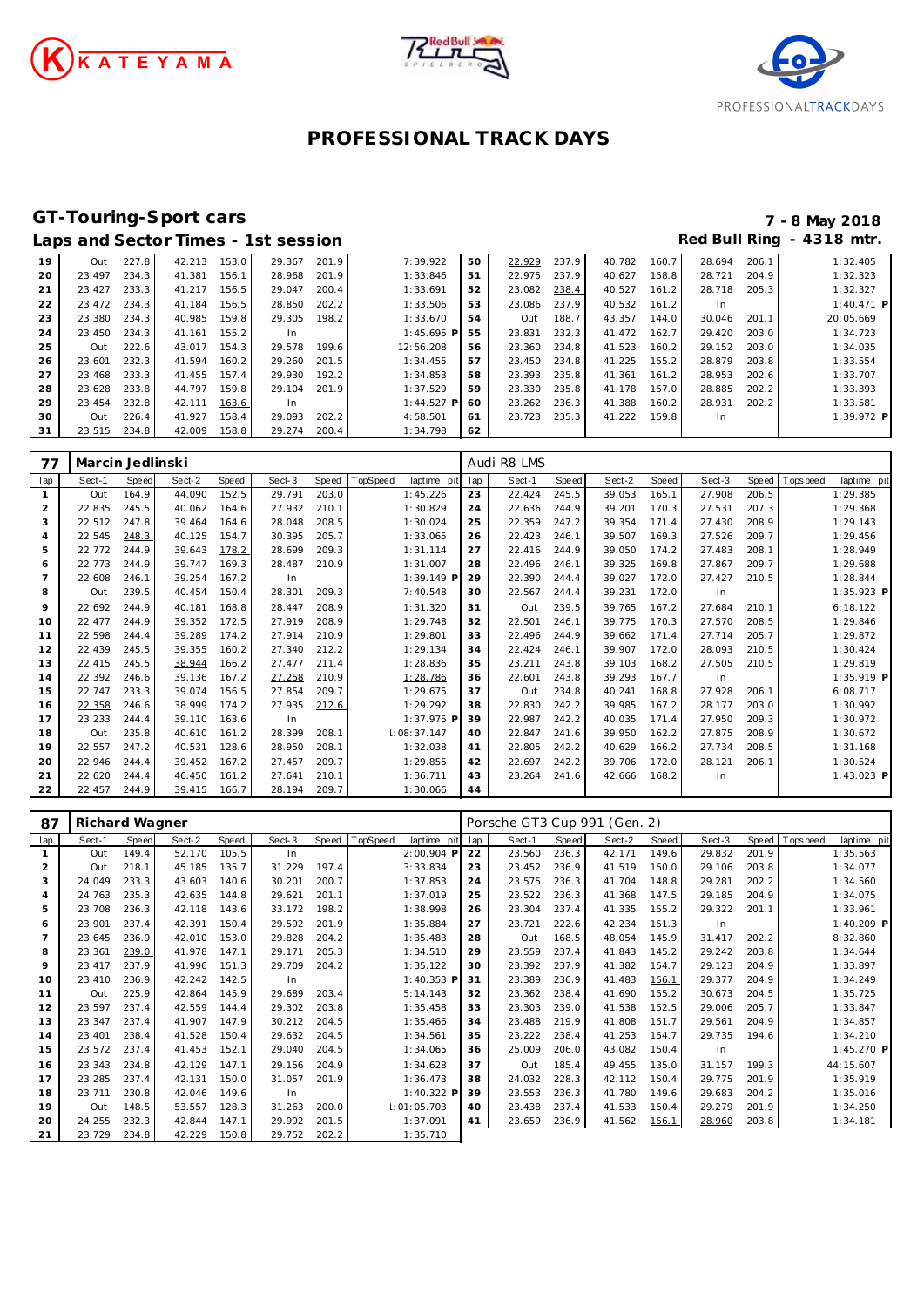# PROFESSIONAL TRACK DAYS

## GT-Touring-Sport cars

7 - 8 May 2018

### Laps and Sector Times - 1st session

Red Bull Ring - 4318 mtr.

| lap | Sect-1 | Speed | Sect-2 | Speed | Sect-3 | Speed | TopSpeed | laptime pit | lap | Sect-1 | Speed | Sect-2 | Speed | Sect-3 | Speed | Topspeed | laptime pit |
|---|---|---|---|---|---|---|---|---|---|---|---|---|---|---|---|---|---|
| 19 | Out | 227.8 | 42.213 | 153.0 | 29.367 | 201.9 | | 7:39.922 | 50 | 22.929 | 237.9 | 40.782 | 160.7 | 28.694 | 206.1 | | 1:32.405 |
| 20 | 23.497 | 234.3 | 41.381 | 156.1 | 28.968 | 201.9 | | 1:33.846 | 51 | 22.975 | 237.9 | 40.627 | 158.8 | 28.721 | 204.9 | | 1:32.323 |
| 21 | 23.427 | 233.3 | 41.217 | 156.5 | 29.047 | 200.4 | | 1:33.691 | 52 | 23.082 | 238.4 | 40.527 | 161.2 | 28.718 | 205.3 | | 1:32.327 |
| 22 | 23.472 | 234.3 | 41.184 | 156.5 | 28.850 | 202.2 | | 1:33.506 | 53 | 23.086 | 237.9 | 40.532 | 161.2 | In | | | 1:40.471 P |
| 23 | 23.380 | 234.3 | 40.985 | 159.8 | 29.305 | 198.2 | | 1:33.670 | 54 | Out | 188.7 | 43.357 | 144.0 | 30.046 | 201.1 | | 20:05.669 |
| 24 | 23.450 | 234.3 | 41.161 | 155.2 | In | | | 1:45.695 P | 55 | 23.831 | 232.3 | 41.472 | 162.7 | 29.420 | 203.0 | | 1:34.723 |
| 25 | Out | 222.6 | 43.017 | 154.3 | 29.578 | 199.6 | | 12:56.208 | 56 | 23.360 | 234.8 | 41.523 | 160.2 | 29.152 | 203.0 | | 1:34.035 |
| 26 | 23.601 | 232.3 | 41.594 | 160.2 | 29.260 | 201.5 | | 1:34.455 | 57 | 23.450 | 234.8 | 41.225 | 155.2 | 28.879 | 203.8 | | 1:33.554 |
| 27 | 23.468 | 233.3 | 41.455 | 157.4 | 29.930 | 192.2 | | 1:34.853 | 58 | 23.393 | 235.8 | 41.361 | 161.2 | 28.953 | 202.6 | | 1:33.707 |
| 28 | 23.628 | 233.8 | 44.797 | 159.8 | 29.104 | 201.9 | | 1:37.529 | 59 | 23.330 | 235.8 | 41.178 | 157.0 | 28.885 | 202.2 | | 1:33.393 |
| 29 | 23.454 | 232.8 | 42.111 | 163.6 | In | | | 1:44.527 P | 60 | 23.262 | 236.3 | 41.388 | 160.2 | 28.931 | 202.2 | | 1:33.581 |
| 30 | Out | 226.4 | 41.927 | 158.4 | 29.093 | 202.2 | | 4:58.501 | 61 | 23.723 | 235.3 | 41.222 | 159.8 | In | | | 1:39.972 P |
| 31 | 23.515 | 234.8 | 42.009 | 158.8 | 29.274 | 200.4 | | 1:34.798 | 62 | | | | | | | | |

**77 Marcin Jedlinski** — Audi R8 LMS

| lap | Sect-1 | Speed | Sect-2 | Speed | Sect-3 | Speed | TopSpeed | laptime pit | lap | Sect-1 | Speed | Sect-2 | Speed | Sect-3 | Speed | Topspeed | laptime pit |
|---|---|---|---|---|---|---|---|---|---|---|---|---|---|---|---|---|---|
| 1 | Out | 164.9 | 44.090 | 152.5 | 29.791 | 203.0 | | 1:45.226 | 23 | 22.424 | 245.5 | 39.053 | 165.1 | 27.908 | 206.5 | | 1:29.385 |
| 2 | 22.835 | 245.5 | 40.062 | 164.6 | 27.932 | 210.1 | | 1:30.829 | 24 | 22.636 | 244.9 | 39.201 | 170.3 | 27.531 | 207.3 | | 1:29.368 |
| 3 | 22.512 | 247.8 | 39.464 | 164.6 | 28.048 | 208.5 | | 1:30.024 | 25 | 22.359 | 247.2 | 39.354 | 171.4 | 27.430 | 208.9 | | 1:29.143 |
| 4 | 22.545 | 248.3 | 40.125 | 154.7 | 30.395 | 205.7 | | 1:33.065 | 26 | 22.423 | 246.1 | 39.507 | 169.3 | 27.526 | 209.7 | | 1:29.456 |
| 5 | 22.772 | 244.9 | 39.643 | 178.2 | 28.699 | 209.3 | | 1:31.114 | 27 | 22.416 | 244.9 | 39.050 | 174.2 | 27.483 | 208.1 | | 1:28.949 |
| 6 | 22.773 | 244.9 | 39.747 | 169.3 | 28.487 | 210.9 | | 1:31.007 | 28 | 22.496 | 246.1 | 39.325 | 169.8 | 27.867 | 209.7 | | 1:29.688 |
| 7 | 22.608 | 246.1 | 39.254 | 167.2 | In | | | 1:39.149 P | 29 | 22.390 | 244.4 | 39.027 | 172.0 | 27.427 | 210.5 | | 1:28.844 |
| 8 | Out | 239.5 | 40.454 | 150.4 | 28.301 | 209.3 | | 7:40.548 | 30 | 22.567 | 244.4 | 39.231 | 172.0 | In | | | 1:35.923 P |
| 9 | 22.692 | 244.9 | 40.181 | 168.8 | 28.447 | 208.9 | | 1:31.320 | 31 | Out | 239.5 | 39.765 | 167.2 | 27.684 | 210.1 | | 6:18.122 |
| 10 | 22.477 | 244.9 | 39.352 | 172.5 | 27.919 | 208.9 | | 1:29.748 | 32 | 22.501 | 246.1 | 39.775 | 170.3 | 27.570 | 208.5 | | 1:29.846 |
| 11 | 22.598 | 244.4 | 39.289 | 174.2 | 27.914 | 210.9 | | 1:29.801 | 33 | 22.496 | 244.9 | 39.662 | 171.4 | 27.714 | 205.7 | | 1:29.872 |
| 12 | 22.439 | 245.5 | 39.355 | 160.2 | 27.340 | 212.2 | | 1:29.134 | 34 | 22.424 | 246.1 | 39.907 | 172.0 | 28.093 | 210.5 | | 1:30.424 |
| 13 | 22.415 | 245.5 | 38.944 | 166.2 | 27.477 | 211.4 | | 1:28.836 | 35 | 23.211 | 243.8 | 39.103 | 168.2 | 27.505 | 210.5 | | 1:29.819 |
| 14 | 22.392 | 246.6 | 39.136 | 167.2 | 27.258 | 210.9 | | 1:28.786 | 36 | 22.601 | 243.8 | 39.293 | 167.7 | In | | | 1:35.919 P |
| 15 | 22.747 | 233.3 | 39.074 | 156.5 | 27.854 | 209.7 | | 1:29.675 | 37 | Out | 234.8 | 40.241 | 168.8 | 27.928 | 206.1 | | 6:08.717 |
| 16 | 22.358 | 246.6 | 38.999 | 174.2 | 27.935 | 212.6 | | 1:29.292 | 38 | 22.830 | 242.2 | 39.985 | 167.2 | 28.177 | 203.0 | | 1:30.992 |
| 17 | 23.233 | 244.4 | 39.110 | 163.6 | In | | | 1:37.975 P | 39 | 22.987 | 242.2 | 40.035 | 171.4 | 27.950 | 209.3 | | 1:30.972 |
| 18 | Out | 235.8 | 40.610 | 161.2 | 28.399 | 208.1 | | 1:08:37.147 | 40 | 22.847 | 241.6 | 39.950 | 162.2 | 27.875 | 208.9 | | 1:30.672 |
| 19 | 22.557 | 247.2 | 40.531 | 128.6 | 28.950 | 208.1 | | 1:32.038 | 41 | 22.805 | 242.2 | 40.629 | 166.2 | 27.734 | 208.5 | | 1:31.168 |
| 20 | 22.946 | 244.4 | 39.452 | 167.2 | 27.457 | 209.7 | | 1:29.855 | 42 | 22.697 | 242.2 | 39.706 | 172.0 | 28.121 | 206.1 | | 1:30.524 |
| 21 | 22.620 | 244.4 | 46.450 | 161.2 | 27.641 | 210.1 | | 1:36.711 | 43 | 23.264 | 241.6 | 42.666 | 168.2 | In | | | 1:43.023 P |
| 22 | 22.457 | 244.9 | 39.415 | 166.7 | 28.194 | 209.7 | | 1:30.066 | 44 | | | | | | | | |

**87 Richard Wagner** — Porsche GT3 Cup 991 (Gen. 2)

| lap | Sect-1 | Speed | Sect-2 | Speed | Sect-3 | Speed | TopSpeed | laptime pit | lap | Sect-1 | Speed | Sect-2 | Speed | Sect-3 | Speed | Topspeed | laptime pit |
|---|---|---|---|---|---|---|---|---|---|---|---|---|---|---|---|---|---|
| 1 | Out | 149.4 | 52.170 | 105.5 | In | | | 2:00.904 P | 22 | 23.560 | 236.3 | 42.171 | 149.6 | 29.832 | 201.9 | | 1:35.563 |
| 2 | Out | 218.1 | 45.185 | 135.7 | 31.229 | 197.4 | | 3:33.834 | 23 | 23.452 | 236.9 | 41.519 | 150.0 | 29.106 | 203.8 | | 1:34.077 |
| 3 | 24.049 | 233.3 | 43.603 | 140.6 | 30.201 | 200.7 | | 1:37.853 | 24 | 23.575 | 236.3 | 41.704 | 148.8 | 29.281 | 202.2 | | 1:34.560 |
| 4 | 24.763 | 235.3 | 42.635 | 144.8 | 29.621 | 201.1 | | 1:37.019 | 25 | 23.522 | 236.3 | 41.368 | 147.5 | 29.185 | 204.9 | | 1:34.075 |
| 5 | 23.708 | 236.3 | 42.118 | 143.6 | 33.172 | 198.2 | | 1:38.998 | 26 | 23.304 | 237.4 | 41.335 | 155.2 | 29.322 | 201.1 | | 1:33.961 |
| 6 | 23.901 | 237.4 | 42.391 | 150.4 | 29.592 | 201.9 | | 1:35.884 | 27 | 23.721 | 222.6 | 42.234 | 151.3 | In | | | 1:40.209 P |
| 7 | 23.645 | 236.9 | 42.010 | 153.0 | 29.828 | 204.2 | | 1:35.483 | 28 | Out | 168.5 | 48.054 | 145.9 | 31.417 | 202.2 | | 8:32.860 |
| 8 | 23.361 | 239.0 | 41.978 | 147.1 | 29.171 | 205.3 | | 1:34.510 | 29 | 23.559 | 237.4 | 41.843 | 145.2 | 29.242 | 203.8 | | 1:34.644 |
| 9 | 23.417 | 237.9 | 41.996 | 151.3 | 29.709 | 204.2 | | 1:35.122 | 30 | 23.392 | 237.9 | 41.382 | 154.7 | 29.123 | 204.9 | | 1:33.897 |
| 10 | 23.410 | 236.9 | 42.242 | 142.5 | In | | | 1:40.353 P | 31 | 23.389 | 236.9 | 41.483 | 156.1 | 29.377 | 204.9 | | 1:34.249 |
| 11 | Out | 225.9 | 42.864 | 145.9 | 29.689 | 203.4 | | 5:14.143 | 32 | 23.362 | 238.4 | 41.690 | 155.2 | 30.673 | 204.5 | | 1:35.725 |
| 12 | 23.597 | 237.4 | 42.559 | 144.4 | 29.302 | 203.8 | | 1:35.458 | 33 | 23.303 | 239.0 | 41.538 | 152.5 | 29.006 | 205.7 | | 1:33.847 |
| 13 | 23.347 | 237.4 | 41.907 | 147.9 | 30.212 | 204.5 | | 1:35.466 | 34 | 23.488 | 219.9 | 41.808 | 151.7 | 29.561 | 204.9 | | 1:34.857 |
| 14 | 23.401 | 238.4 | 41.528 | 150.4 | 29.632 | 204.5 | | 1:34.561 | 35 | 23.222 | 238.4 | 41.253 | 154.7 | 29.735 | 194.6 | | 1:34.210 |
| 15 | 23.572 | 237.4 | 41.453 | 152.1 | 29.040 | 204.5 | | 1:34.065 | 36 | 25.009 | 206.0 | 43.082 | 150.4 | In | | | 1:45.270 P |
| 16 | 23.343 | 234.8 | 42.129 | 147.1 | 29.156 | 204.9 | | 1:34.628 | 37 | Out | 185.4 | 49.455 | 135.0 | 31.157 | 199.3 | | 44:15.607 |
| 17 | 23.285 | 237.4 | 42.131 | 150.0 | 31.057 | 201.9 | | 1:36.473 | 38 | 24.032 | 228.3 | 42.112 | 150.4 | 29.775 | 201.9 | | 1:35.919 |
| 18 | 23.711 | 230.8 | 42.046 | 149.6 | In | | | 1:40.322 P | 39 | 23.553 | 236.3 | 41.780 | 149.6 | 29.683 | 204.2 | | 1:35.016 |
| 19 | Out | 148.5 | 53.557 | 128.3 | 31.263 | 200.0 | | 1:01:05.703 | 40 | 23.438 | 237.4 | 41.533 | 150.4 | 29.279 | 201.9 | | 1:34.250 |
| 20 | 24.255 | 232.3 | 42.844 | 147.1 | 29.992 | 201.5 | | 1:37.091 | 41 | 23.659 | 236.9 | 41.562 | 156.1 | 28.960 | 203.8 | | 1:34.181 |
| 21 | 23.729 | 234.8 | 42.229 | 150.8 | 29.752 | 202.2 | | 1:35.710 | | | | | | | | | |